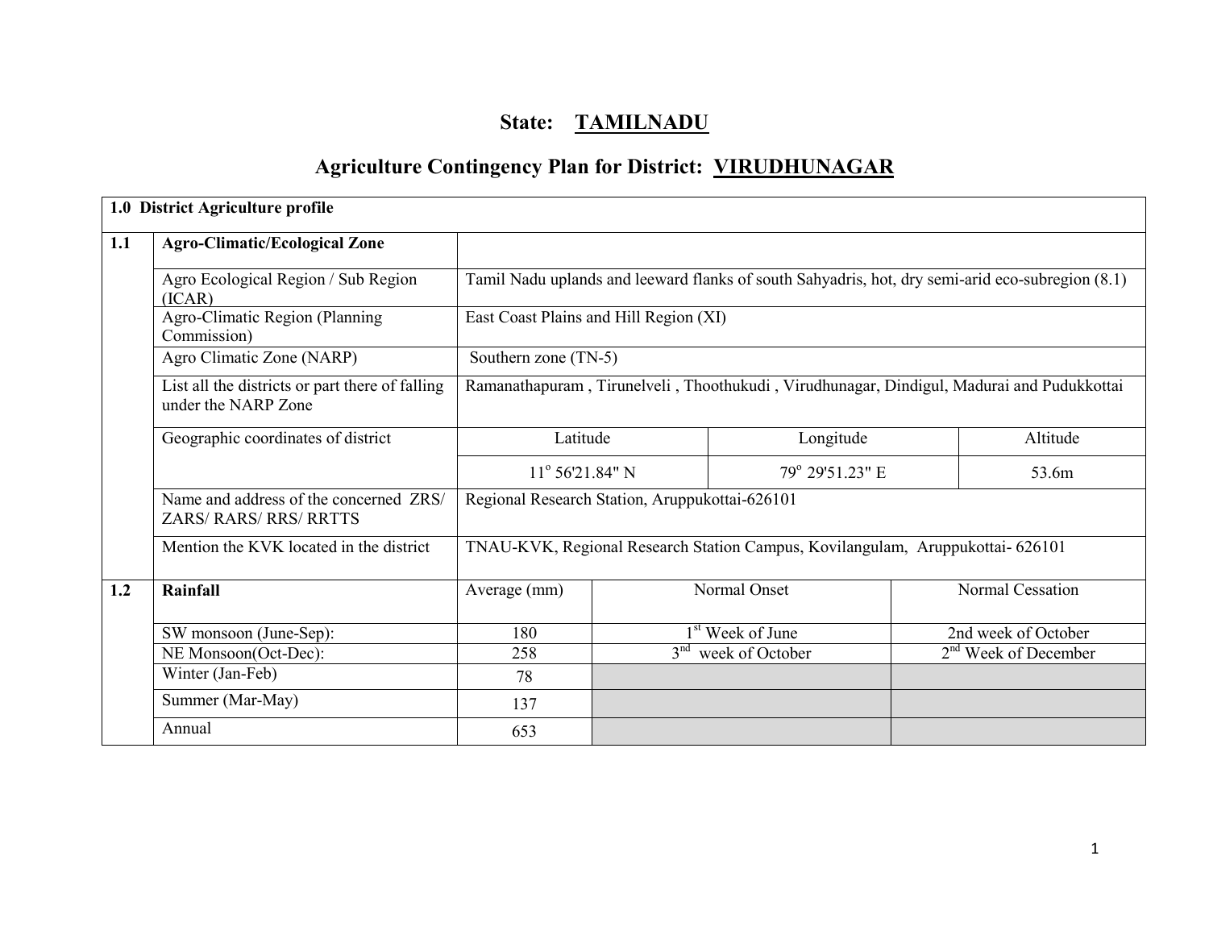# State: TAMILNADU

## Agriculture Contingency Plan for District: VIRUDHUNAGAR

| 1.0 District Agriculture profile | | | | |
|---|---|---|---|---|
| **1.1** | **Agro-Climatic/Ecological Zone** | | | |
| | Agro Ecological Region / Sub Region (ICAR) | Tamil Nadu uplands and leeward flanks of south Sahyadris, hot, dry semi-arid eco-subregion (8.1) | | |
| | Agro-Climatic Region (Planning Commission) | East Coast Plains and Hill Region (XI) | | |
| | Agro Climatic Zone (NARP) | Southern zone (TN-5) | | |
| | List all the districts or part there of falling under the NARP Zone | Ramanathapuram , Tirunelveli , Thoothukudi , Virudhunagar, Dindigul, Madurai and Pudukkottai | | |
| | Geographic coordinates of district | Latitude | Longitude | Altitude |
| | | 11° 56'21.84" N | 79° 29'51.23" E | 53.6m |
| | Name and address of the concerned ZRS/ ZARS/ RARS/ RRS/ RRTTS | Regional Research Station, Aruppukottai-626101 | | |
| | Mention the KVK located in the district | TNAU-KVK, Regional Research Station Campus, Kovilangulam, Aruppukottai- 626101 | | |

| **1.2** | **Rainfall** | Average (mm) | Normal Onset | Normal Cessation |
|---|---|---|---|---|
| | SW monsoon (June-Sep): | 180 | 1st Week of June | 2nd week of October |
| | NE Monsoon(Oct-Dec): | 258 | 3nd week of October | 2nd Week of December |
| | Winter (Jan-Feb) | 78 | | |
| | Summer (Mar-May) | 137 | | |
| | Annual | 653 | | |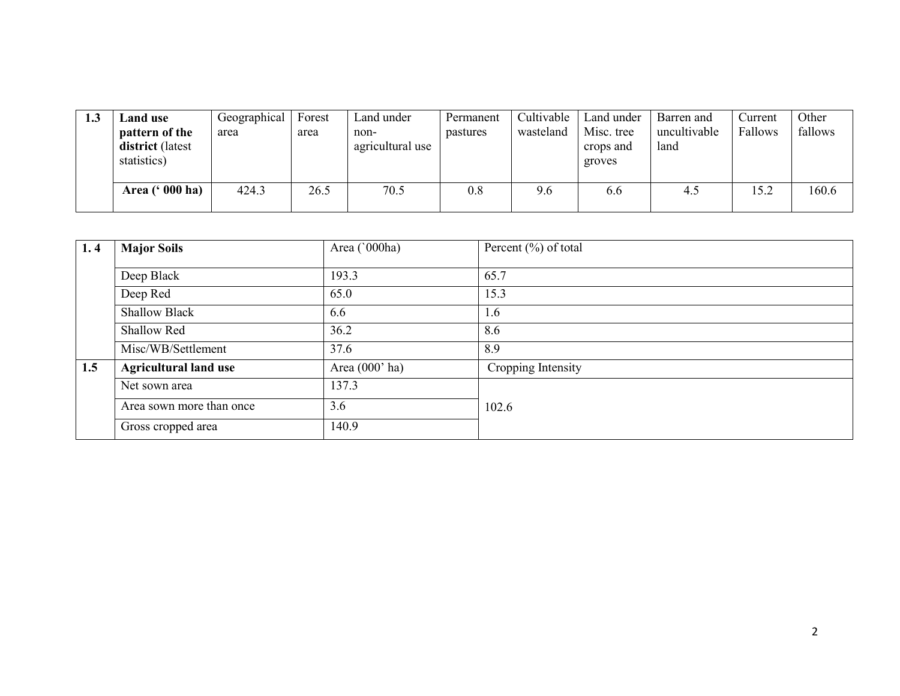| 1.3 | **Land use pattern of the district** (latest statistics) | Geographical area | Forest area | Land under non-agricultural use | Permanent pastures | Cultivable wasteland | Land under Misc. tree crops and groves | Barren and uncultivable land | Current Fallows | Other fallows |
|---|---|---|---|---|---|---|---|---|---|---|
| | **Area (' 000 ha)** | 424.3 | 26.5 | 70.5 | 0.8 | 9.6 | 6.6 | 4.5 | 15.2 | 160.6 |

| 1. 4 | **Major Soils** | Area (`000ha) | Percent (%) of total |
|---|---|---|---|
| | Deep Black | 193.3 | 65.7 |
| | Deep Red | 65.0 | 15.3 |
| | Shallow Black | 6.6 | 1.6 |
| | Shallow Red | 36.2 | 8.6 |
| | Misc/WB/Settlement | 37.6 | 8.9 |

| 1.5 | **Agricultural land use** | Area (000' ha) | Cropping Intensity |
|---|---|---|---|
| | Net sown area | 137.3 | 102.6 |
| | Area sown more than once | 3.6 | |
| | Gross cropped area | 140.9 | |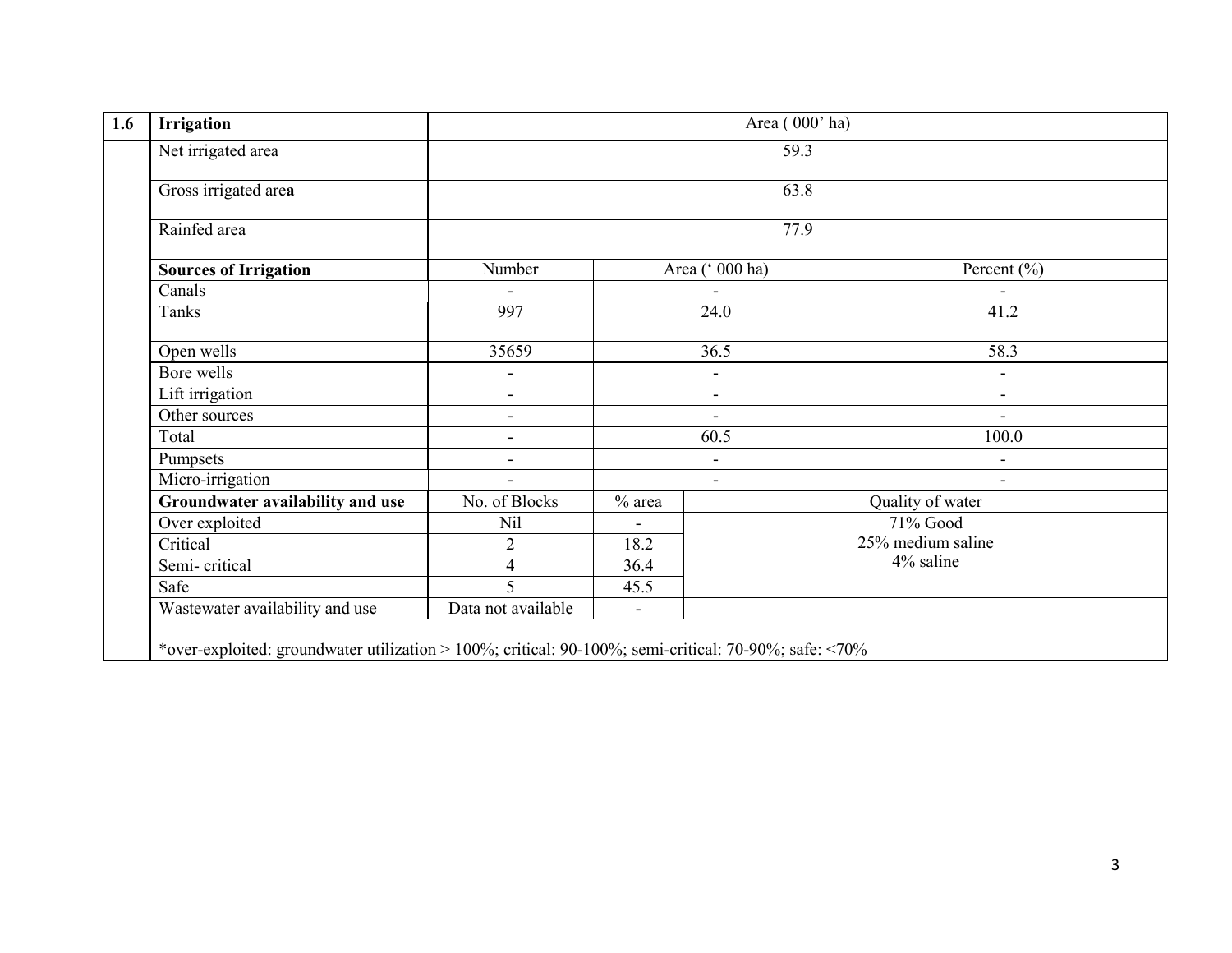| 1.6 | Irrigation | Area ( 000' ha) | | | |
|---|---|---|---|---|---|
| | Net irrigated area | 59.3 | | | |
| | Gross irrigated area | 63.8 | | | |
| | Rainfed area | 77.9 | | | |
| | **Sources of Irrigation** | Number | Area (' 000 ha) | | Percent (%) |
| | Canals | - | - | | - |
| | Tanks | 997 | 24.0 | | 41.2 |
| | Open wells | 35659 | 36.5 | | 58.3 |
| | Bore wells | - | - | | - |
| | Lift irrigation | - | - | | - |
| | Other sources | - | - | | - |
| | Total | - | 60.5 | | 100.0 |
| | Pumpsets | - | - | | - |
| | Micro-irrigation | - | - | | - |
| | **Groundwater availability and use** | No. of Blocks | % area | Quality of water | |
| | Over exploited | Nil | - | 71% Good<br>25% medium saline<br>4% saline | |
| | Critical | 2 | 18.2 | | |
| | Semi- critical | 4 | 36.4 | | |
| | Safe | 5 | 45.5 | | |
| | Wastewater availability and use | Data not available | - | | |
| | *over-exploited: groundwater utilization > 100%; critical: 90-100%; semi-critical: 70-90%; safe: <70% | | | | |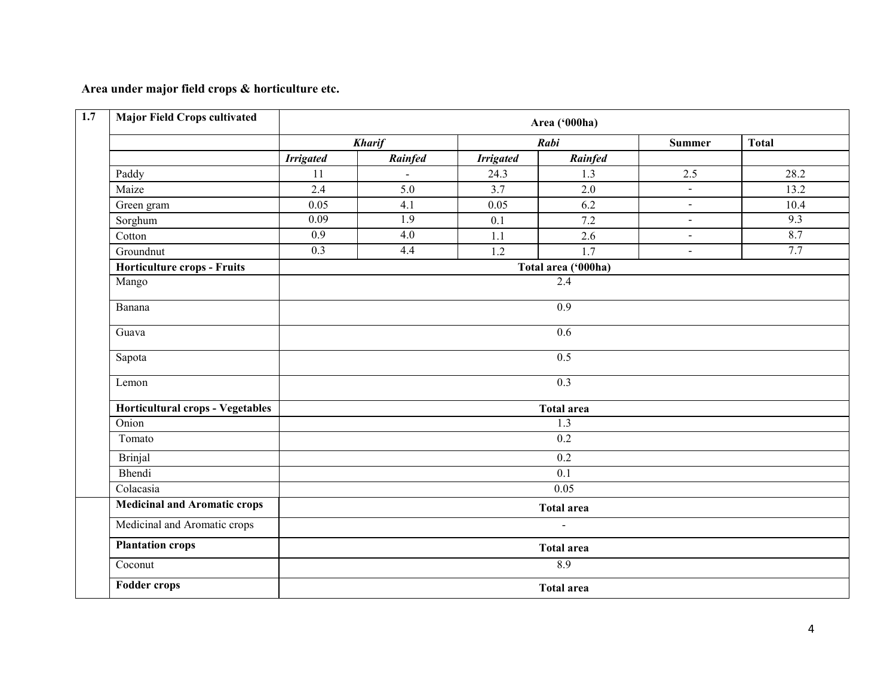**Area under major field crops & horticulture etc.**

| 1.7 | Major Field Crops cultivated | Area ('000ha) | | | | | |
|---|---|---|---|---|---|---|---|
| | | *Kharif* | | *Rabi* | | Summer | Total |
| | | *Irrigated* | *Rainfed* | *Irrigated* | *Rainfed* | | |
| | Paddy | 11 | - | 24.3 | 1.3 | 2.5 | 28.2 |
| | Maize | 2.4 | 5.0 | 3.7 | 2.0 | - | 13.2 |
| | Green gram | 0.05 | 4.1 | 0.05 | 6.2 | - | 10.4 |
| | Sorghum | 0.09 | 1.9 | 0.1 | 7.2 | - | 9.3 |
| | Cotton | 0.9 | 4.0 | 1.1 | 2.6 | - | 8.7 |
| | Groundnut | 0.3 | 4.4 | 1.2 | 1.7 | - | 7.7 |
| | **Horticulture crops - Fruits** | **Total area ('000ha)** | | | | | |
| | Mango | 2.4 | | | | | |
| | Banana | 0.9 | | | | | |
| | Guava | 0.6 | | | | | |
| | Sapota | 0.5 | | | | | |
| | Lemon | 0.3 | | | | | |
| | **Horticultural crops - Vegetables** | **Total area** | | | | | |
| | Onion | 1.3 | | | | | |
| | Tomato | 0.2 | | | | | |
| | Brinjal | 0.2 | | | | | |
| | Bhendi | 0.1 | | | | | |
| | Colacasia | 0.05 | | | | | |
| | **Medicinal and Aromatic crops** | **Total area** | | | | | |
| | Medicinal and Aromatic crops | - | | | | | |
| | **Plantation crops** | **Total area** | | | | | |
| | Coconut | 8.9 | | | | | |
| | **Fodder crops** | **Total area** | | | | | |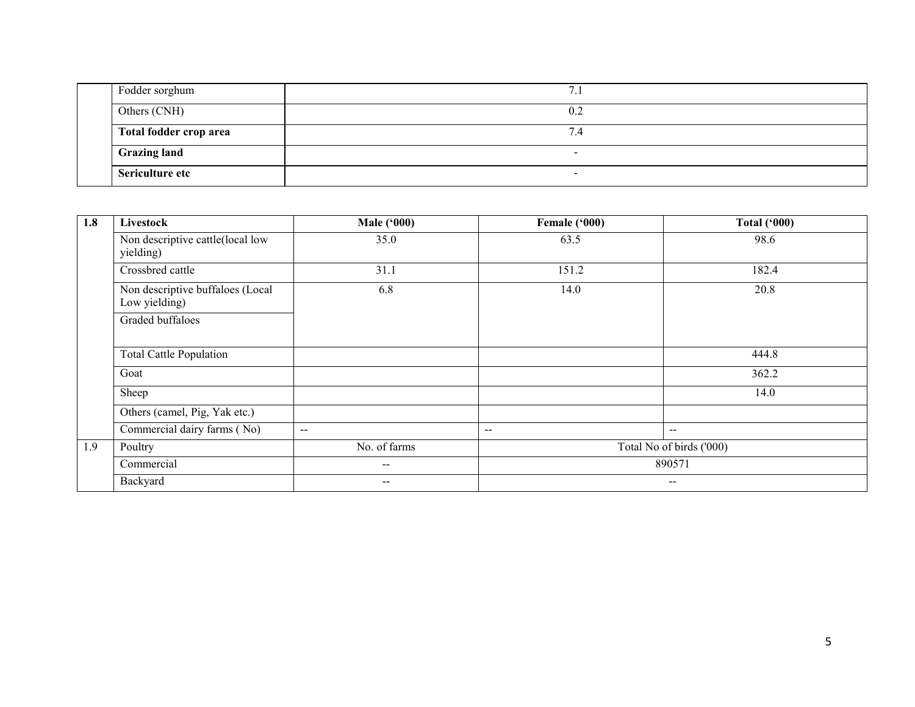| | | |
|---|---|---|
| | Fodder sorghum | 7.1 |
| | Others (CNH) | 0.2 |
| | **Total fodder crop area** | 7.4 |
| | **Grazing land** | - |
| | **Sericulture etc** | - |

| **1.8** | **Livestock** | **Male ('000)** | **Female ('000)** | **Total ('000)** |
|---|---|---|---|---|
| | Non descriptive cattle(local low yielding) | 35.0 | 63.5 | 98.6 |
| | Crossbred cattle | 31.1 | 151.2 | 182.4 |
| | Non descriptive buffaloes (Local Low yielding) | 6.8 | 14.0 | 20.8 |
| | Graded buffaloes | | | |
| | Total Cattle Population | | | 444.8 |
| | Goat | | | 362.2 |
| | Sheep | | | 14.0 |
| | Others (camel, Pig, Yak etc.) | | | |
| | Commercial dairy farms ( No) | -- | -- | -- |
| 1.9 | Poultry | No. of farms | Total No of birds ('000) | |
| | Commercial | -- | 890571 | |
| | Backyard | -- | -- | |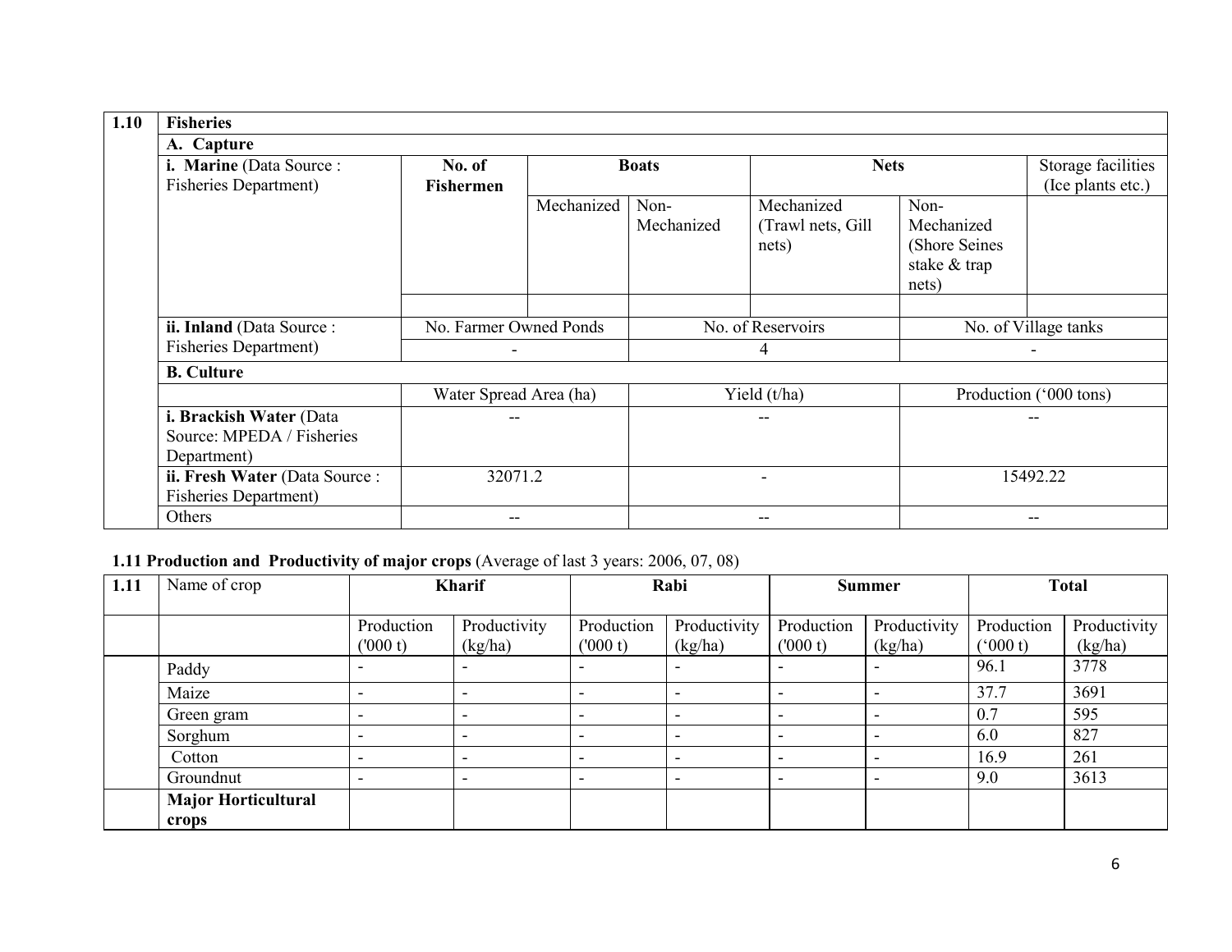| 1.10 | Fisheries | | | | | | |
|---|---|---|---|---|---|---|---|
| | **A. Capture** | | | | | | |
| | **i. Marine** (Data Source : Fisheries Department) | **No. of Fishermen** | **Boats** | | **Nets** | | Storage facilities (Ice plants etc.) |
| | | | Mechanized | Non-Mechanized | Mechanized (Trawl nets, Gill nets) | Non-Mechanized (Shore Seines stake & trap nets) | |
| | | | | | | | |
| | **ii. Inland** (Data Source : Fisheries Department) | No. Farmer Owned Ponds | | No. of Reservoirs | | No. of Village tanks | |
| | | - | | 4 | | - | |
| | **B. Culture** | | | | | | |
| | | Water Spread Area (ha) | | Yield (t/ha) | | Production ('000 tons) | |
| | **i. Brackish Water** (Data Source: MPEDA / Fisheries Department) | -- | | -- | | -- | |
| | **ii. Fresh Water** (Data Source : Fisheries Department) | 32071.2 | | - | | 15492.22 | |
| | Others | -- | | -- | | -- | |

**1.11 Production and Productivity of major crops** (Average of last 3 years: 2006, 07, 08)

| 1.11 | Name of crop | **Kharif** | | **Rabi** | | **Summer** | | **Total** | |
|---|---|---|---|---|---|---|---|---|---|
| | | Production ('000 t) | Productivity (kg/ha) | Production ('000 t) | Productivity (kg/ha) | Production ('000 t) | Productivity (kg/ha) | Production ('000 t) | Productivity (kg/ha) |
| | Paddy | - | - | - | - | - | - | 96.1 | 3778 |
| | Maize | - | - | - | - | - | - | 37.7 | 3691 |
| | Green gram | - | - | - | - | - | - | 0.7 | 595 |
| | Sorghum | - | - | - | - | - | - | 6.0 | 827 |
| | Cotton | - | - | - | - | - | - | 16.9 | 261 |
| | Groundnut | - | - | - | - | - | - | 9.0 | 3613 |
| | **Major Horticultural crops** | | | | | | | | |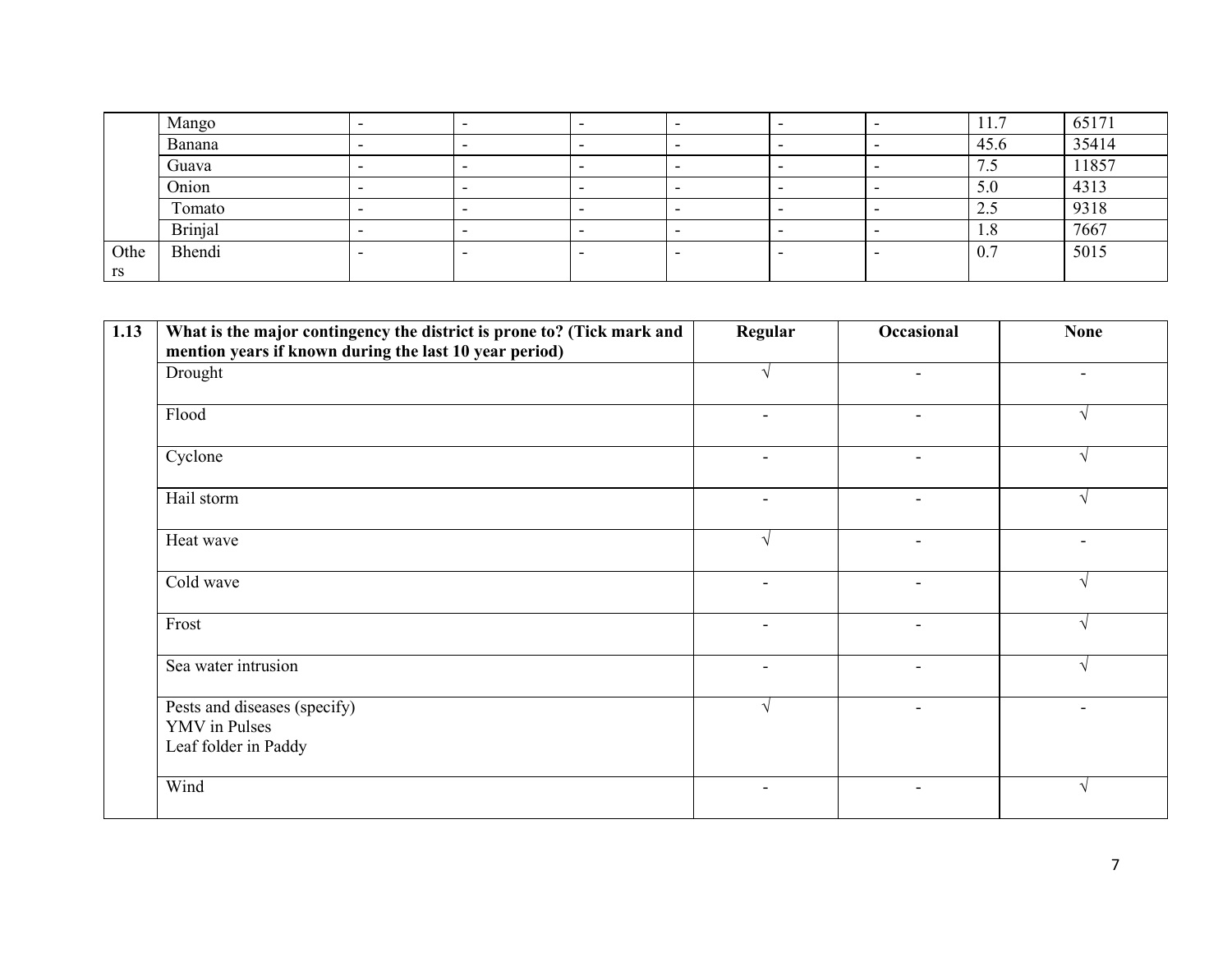| | | | | | | | | | |
|---|---|---|---|---|---|---|---|---|---|
| | Mango | - | - | - | - | - | - | 11.7 | 65171 |
| | Banana | - | - | - | - | - | - | 45.6 | 35414 |
| | Guava | - | - | - | - | - | - | 7.5 | 11857 |
| | Onion | - | - | - | - | - | - | 5.0 | 4313 |
| | Tomato | - | - | - | - | - | - | 2.5 | 9318 |
| | Brinjal | - | - | - | - | - | - | 1.8 | 7667 |
| Others | Bhendi | - | - | - | - | - | - | 0.7 | 5015 |

| 1.13 | What is the major contingency the district is prone to? (Tick mark and mention years if known during the last 10 year period) | Regular | Occasional | None |
|---|---|---|---|---|
| | Drought | √ | - | - |
| | Flood | - | - | √ |
| | Cyclone | - | - | √ |
| | Hail storm | - | - | √ |
| | Heat wave | √ | - | - |
| | Cold wave | - | - | √ |
| | Frost | - | - | √ |
| | Sea water intrusion | - | - | √ |
| | Pests and diseases (specify)<br>YMV in Pulses<br>Leaf folder in Paddy | √ | - | - |
| | Wind | - | - | √ |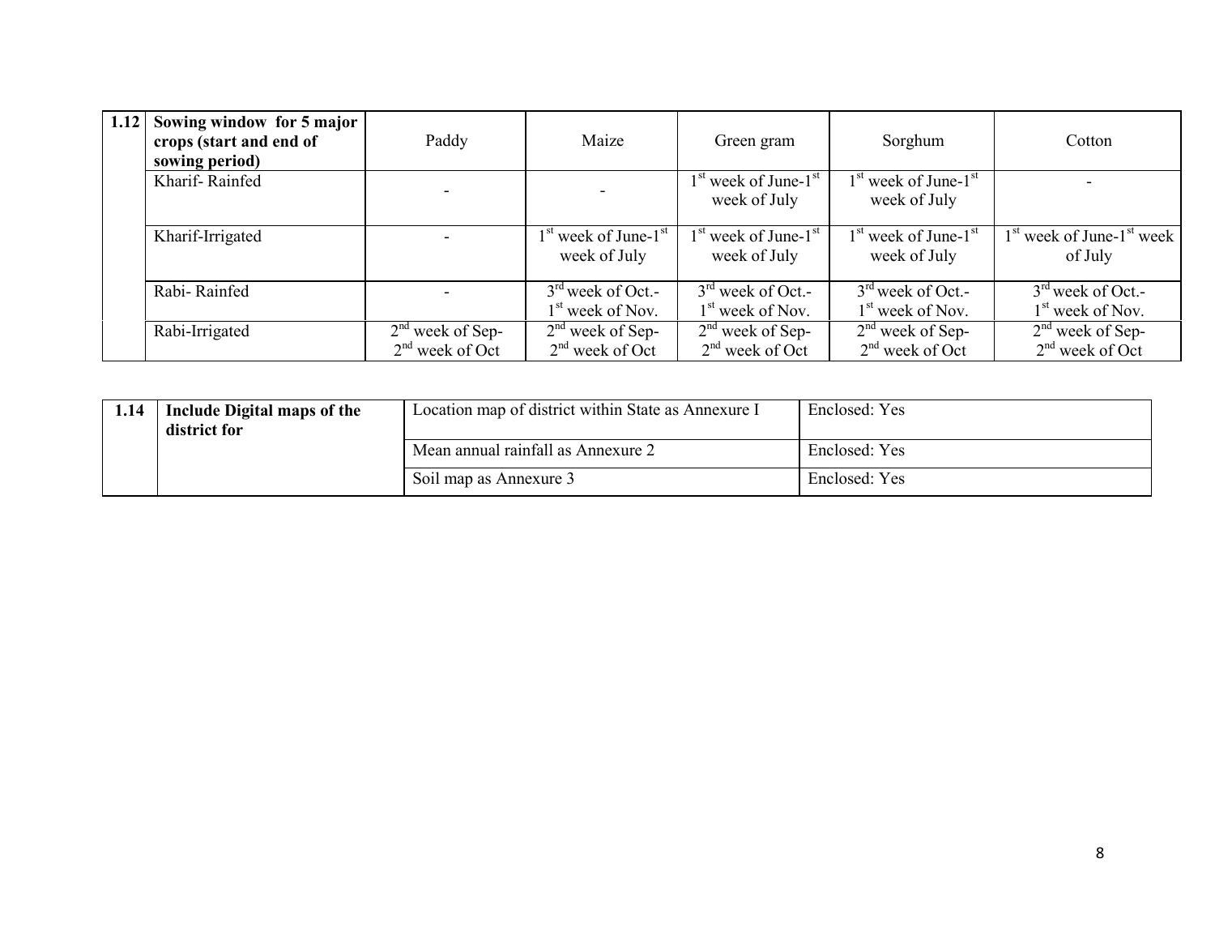| 1.12 | Sowing window for 5 major crops (start and end of sowing period) | Paddy | Maize | Green gram | Sorghum | Cotton |
|---|---|---|---|---|---|---|
| | Kharif- Rainfed | - | - | 1st week of June-1st week of July | 1st week of June-1st week of July | - |
| | Kharif-Irrigated | - | 1st week of June-1st week of July | 1st week of June-1st week of July | 1st week of June-1st week of July | 1st week of June-1st week of July |
| | Rabi- Rainfed | - | 3rd week of Oct.-1st week of Nov. | 3rd week of Oct.-1st week of Nov. | 3rd week of Oct.-1st week of Nov. | 3rd week of Oct.-1st week of Nov. |
| | Rabi-Irrigated | 2nd week of Sep-2nd week of Oct | 2nd week of Sep-2nd week of Oct | 2nd week of Sep-2nd week of Oct | 2nd week of Sep-2nd week of Oct | 2nd week of Sep-2nd week of Oct |

| 1.14 | Include Digital maps of the district for | Location map of district within State as Annexure I | Enclosed: Yes |
|---|---|---|---|
| | | Mean annual rainfall as Annexure 2 | Enclosed: Yes |
| | | Soil map as Annexure 3 | Enclosed: Yes |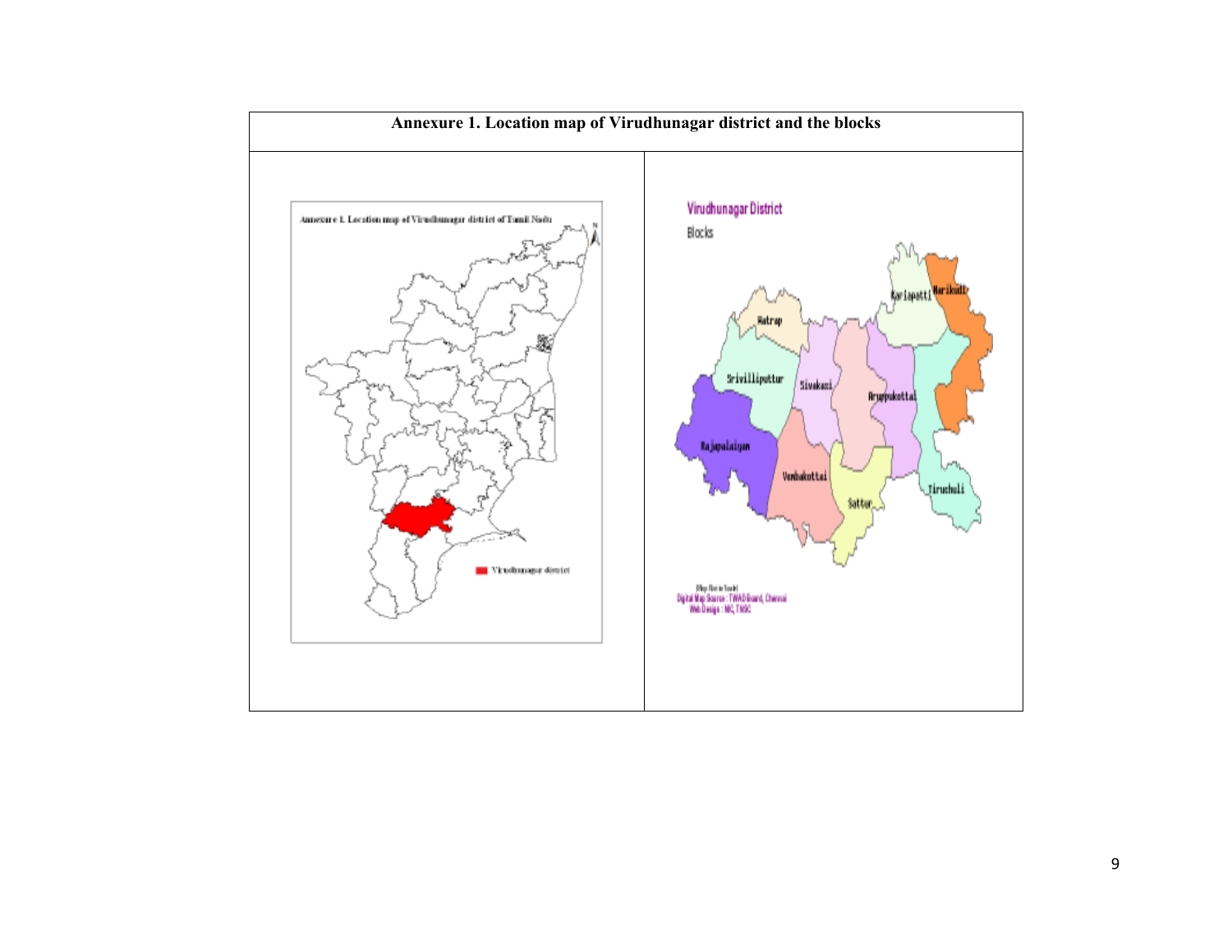**Annexure 1. Location map of Virudhunagar district and the blocks**

Annexure I. Location map of Virudhunagar district of Tamil Nadu

Virudhunagar district

Virudhunagar District

Blocks

Watrap

Kariapatti

Narikudi

Srivilliputtur

Sivakasi

Aruppukottai

Rajapalaiyam

Vembakottai

Sattur

Tiruchuli

Map Not to Scale

Digital Map Source : TWAD Board, Chennai

Web Design : NIC, TNSC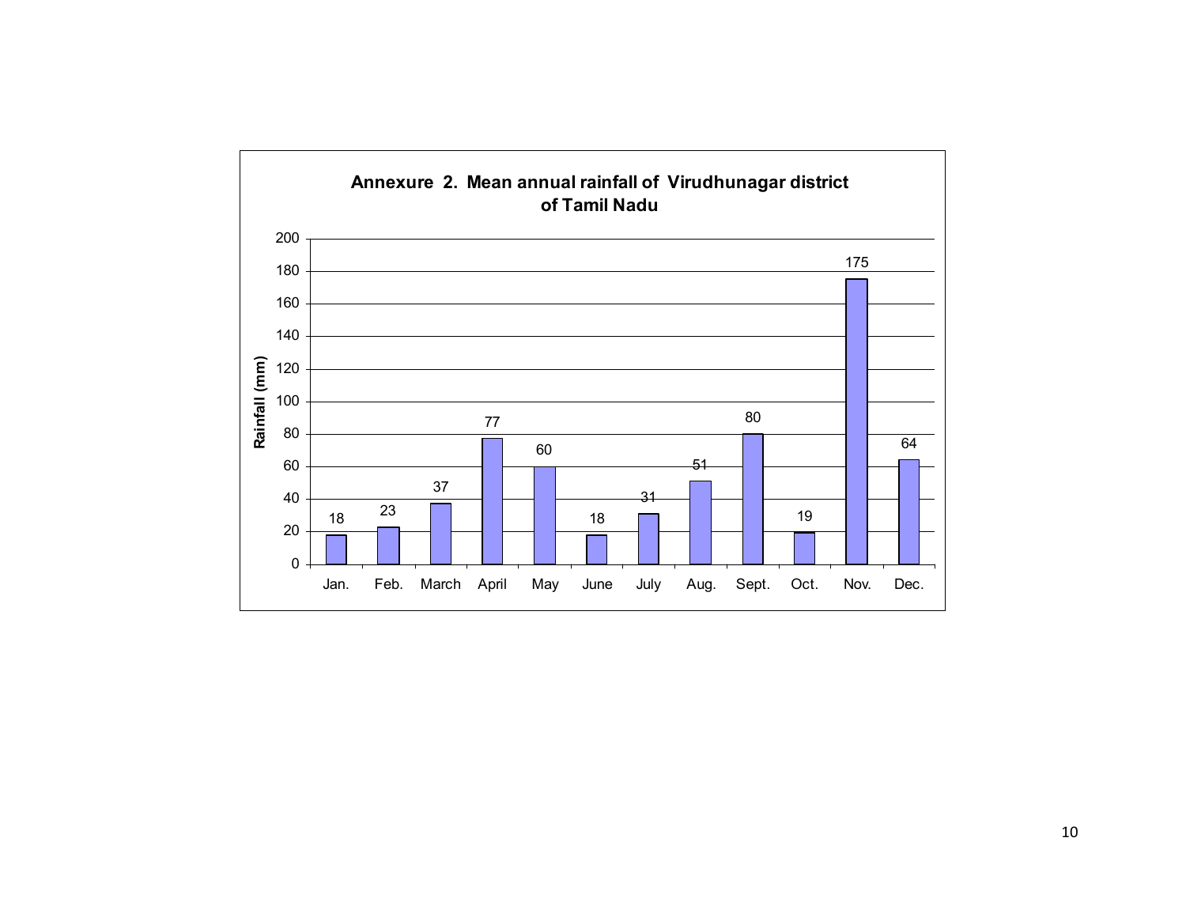**Annexure 2. Mean annual rainfall of Virudhunagar district of Tamil Nadu**

| Month | Rainfall (mm) |
| --- | --- |
| Jan. | 18 |
| Feb. | 23 |
| March | 37 |
| April | 77 |
| May | 60 |
| June | 18 |
| July | 31 |
| Aug. | 51 |
| Sept. | 80 |
| Oct. | 19 |
| Nov. | 175 |
| Dec. | 64 |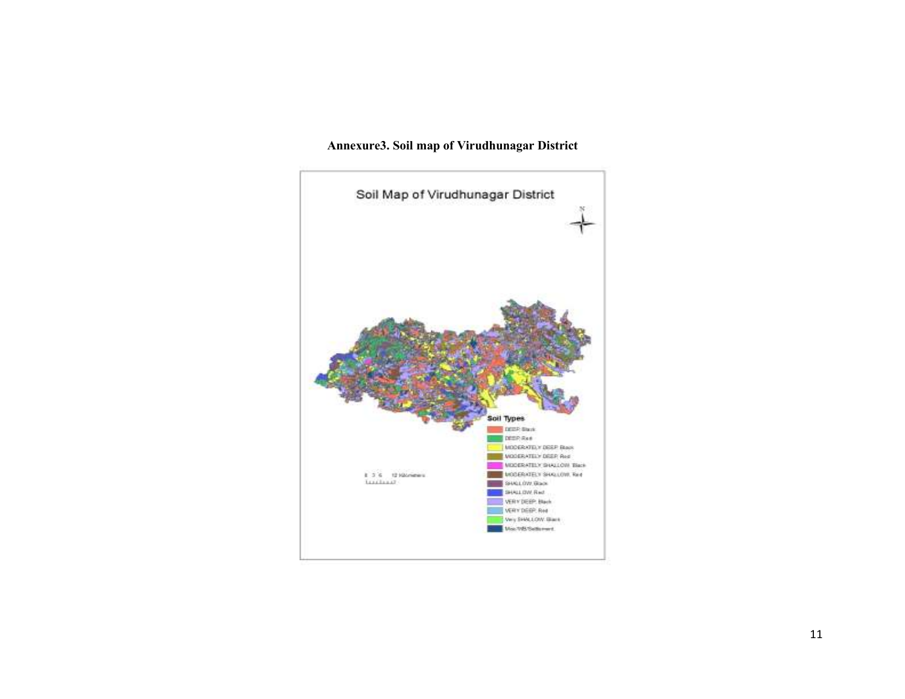**Annexure3. Soil map of Virudhunagar District**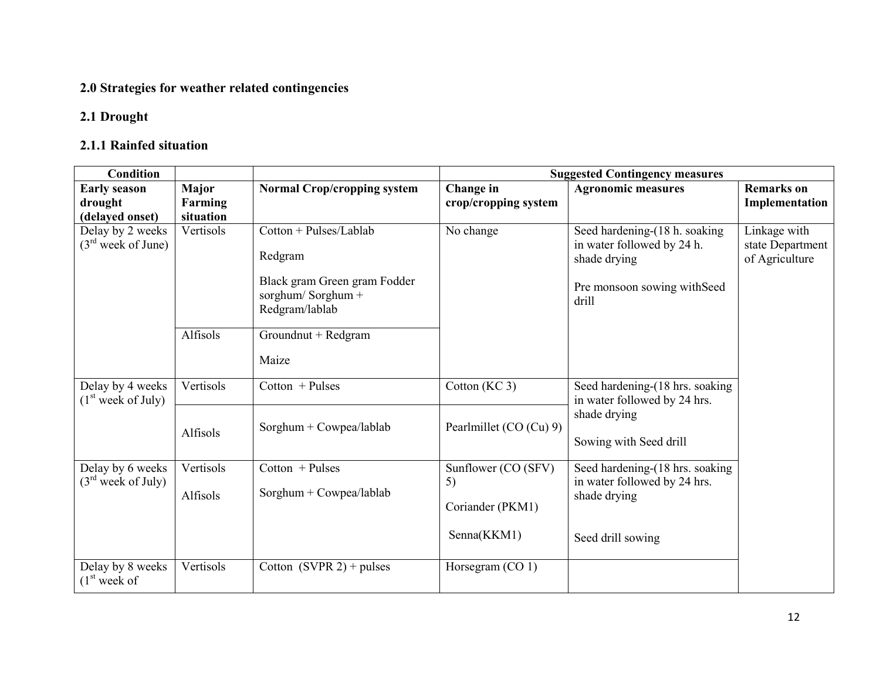## 2.0 Strategies for weather related contingencies

### 2.1 Drought

#### 2.1.1 Rainfed situation

| Condition | | | Suggested Contingency measures | | |
|---|---|---|---|---|---|
| **Early season drought (delayed onset)** | **Major Farming situation** | **Normal Crop/cropping system** | **Change in crop/cropping system** | **Agronomic measures** | **Remarks on Implementation** |
| Delay by 2 weeks (3rd week of June) | Vertisols | Cotton + Pulses/Lablab<br><br>Redgram<br><br>Black gram Green gram Fodder sorghum/ Sorghum + Redgram/lablab | No change | Seed hardening-(18 h. soaking in water followed by 24 h. shade drying<br><br>Pre monsoon sowing withSeed drill | Linkage with state Department of Agriculture |
| | Alfisols | Groundnut + Redgram<br><br>Maize | | | |
| Delay by 4 weeks (1st week of July) | Vertisols | Cotton + Pulses | Cotton (KC 3) | Seed hardening-(18 hrs. soaking in water followed by 24 hrs. shade drying<br><br>Sowing with Seed drill | |
| | Alfisols | Sorghum + Cowpea/lablab | Pearlmillet (CO (Cu) 9) | | |
| Delay by 6 weeks (3rd week of July) | Vertisols<br><br>Alfisols | Cotton + Pulses<br><br>Sorghum + Cowpea/lablab | Sunflower (CO (SFV) 5)<br><br>Coriander (PKM1)<br><br>Senna(KKM1) | Seed hardening-(18 hrs. soaking in water followed by 24 hrs. shade drying<br><br>Seed drill sowing | |
| Delay by 8 weeks (1st week of | Vertisols | Cotton (SVPR 2) + pulses | Horsegram (CO 1) | | |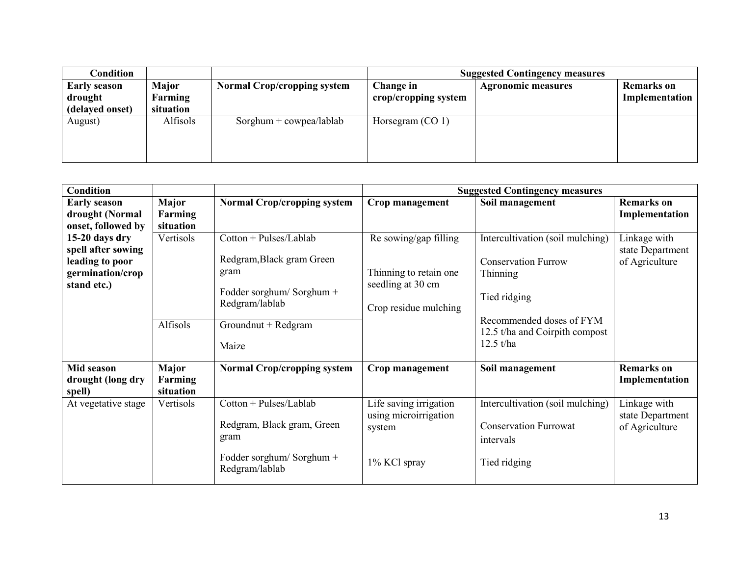| Condition | | | Suggested Contingency measures | | |
|---|---|---|---|---|---|
| **Early season drought (delayed onset)** | **Major Farming situation** | **Normal Crop/cropping system** | **Change in crop/cropping system** | **Agronomic measures** | **Remarks on Implementation** |
| August) | Alfisols | Sorghum + cowpea/lablab | Horsegram (CO 1) | | |

| Condition | | | Suggested Contingency measures | | |
|---|---|---|---|---|---|
| **Early season drought (Normal onset, followed by 15-20 days dry spell after sowing leading to poor germination/crop stand etc.)** | **Major Farming situation** | **Normal Crop/cropping system** | **Crop management** | **Soil management** | **Remarks on Implementation** |
| | Vertisols | Cotton + Pulses/Lablab<br><br>Redgram,Black gram Green gram<br><br>Fodder sorghum/ Sorghum + Redgram/lablab | Re sowing/gap filling<br><br>Thinning to retain one seedling at 30 cm<br><br>Crop residue mulching | Intercultivation (soil mulching)<br><br>Conservation Furrow Thinning<br><br>Tied ridging<br><br>Recommended doses of FYM 12.5 t/ha and Coirpith compost 12.5 t/ha | Linkage with state Department of Agriculture |
| | Alfisols | Groundnut + Redgram<br><br>Maize | | | |
| **Mid season drought (long dry spell)** | **Major Farming situation** | **Normal Crop/cropping system** | **Crop management** | **Soil management** | **Remarks on Implementation** |
| At vegetative stage | Vertisols | Cotton + Pulses/Lablab<br><br>Redgram, Black gram, Green gram<br><br>Fodder sorghum/ Sorghum + Redgram/lablab | Life saving irrigation using microirrigation system<br><br>1% KCl spray | Intercultivation (soil mulching)<br><br>Conservation Furrowat intervals<br><br>Tied ridging | Linkage with state Department of Agriculture |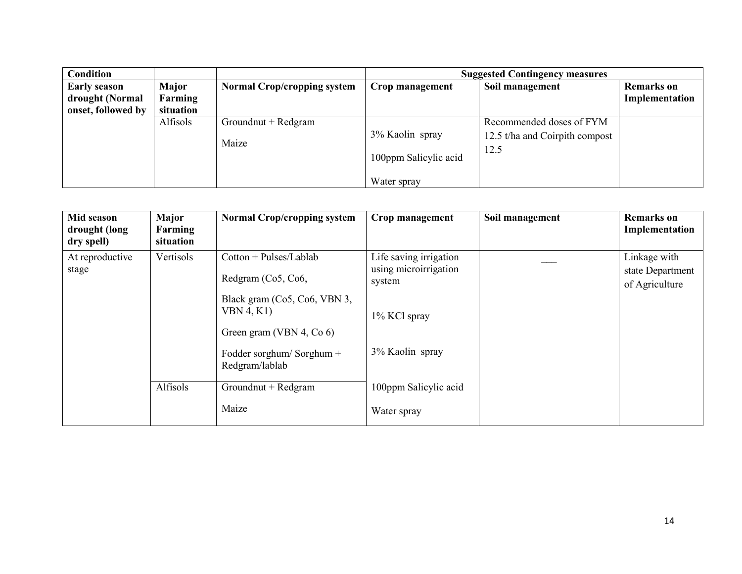| Condition | | | Suggested Contingency measures | | |
|---|---|---|---|---|---|
| Early season drought (Normal onset, followed by | Major Farming situation | Normal Crop/cropping system | Crop management | Soil management | Remarks on Implementation |
| | Alfisols | Groundnut + Redgram<br><br>Maize | 3% Kaolin spray<br><br>100ppm Salicylic acid<br><br>Water spray | Recommended doses of FYM 12.5 t/ha and Coirpith compost 12.5 | |

| Mid season drought (long dry spell) | Major Farming situation | Normal Crop/cropping system | Crop management | Soil management | Remarks on Implementation |
|---|---|---|---|---|---|
| At reproductive stage | Vertisols | Cotton + Pulses/Lablab<br><br>Redgram (Co5, Co6,<br><br>Black gram (Co5, Co6, VBN 3, VBN 4, K1)<br><br>Green gram (VBN 4, Co 6)<br><br>Fodder sorghum/ Sorghum + Redgram/lablab | Life saving irrigation using microirrigation system<br><br>1% KCl spray<br><br>3% Kaolin spray<br><br>100ppm Salicylic acid<br><br>Water spray | ___ | Linkage with state Department of Agriculture |
| | Alfisols | Groundnut + Redgram<br><br>Maize | | | |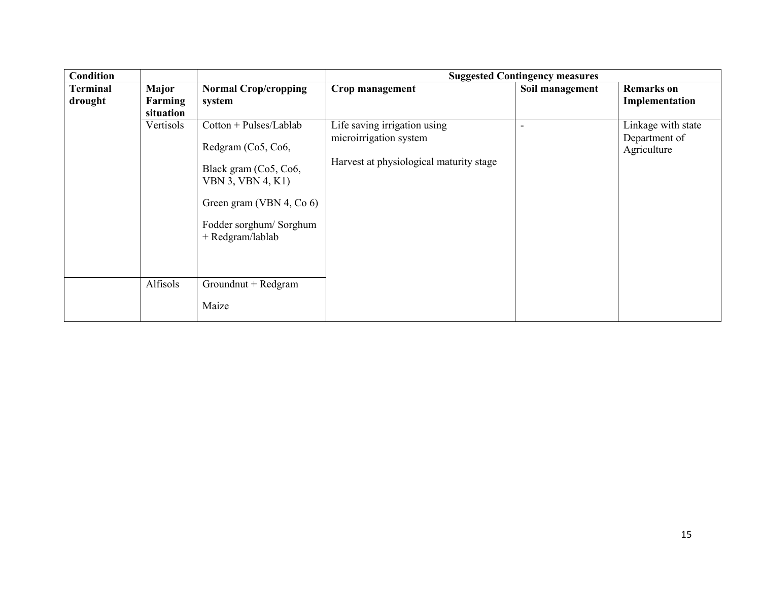| Condition | | | Suggested Contingency measures | | |
|---|---|---|---|---|---|
| **Terminal drought** | **Major Farming situation** | **Normal Crop/cropping system** | **Crop management** | **Soil management** | **Remarks on Implementation** |
| | Vertisols | Cotton + Pulses/Lablab<br><br>Redgram (Co5, Co6,<br><br>Black gram (Co5, Co6, VBN 3, VBN 4, K1)<br><br>Green gram (VBN 4, Co 6)<br><br>Fodder sorghum/ Sorghum + Redgram/lablab | Life saving irrigation using microirrigation system<br><br>Harvest at physiological maturity stage | - | Linkage with state Department of Agriculture |
| | Alfisols | Groundnut + Redgram<br><br>Maize | | | |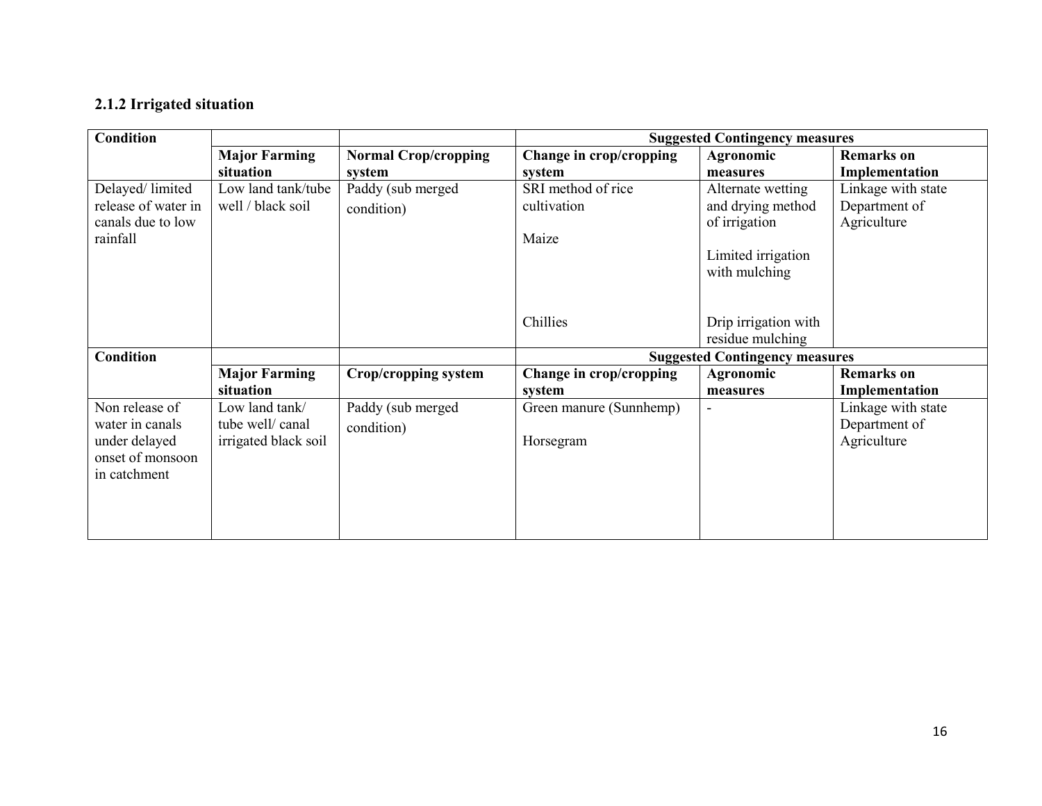### 2.1.2 Irrigated situation

| Condition | | | Suggested Contingency measures | | |
|---|---|---|---|---|---|
| | **Major Farming situation** | **Normal Crop/cropping system** | **Change in crop/cropping system** | **Agronomic measures** | **Remarks on Implementation** |
| Delayed/ limited release of water in canals due to low rainfall | Low land tank/tube well / black soil | Paddy (sub merged condition) | SRI method of rice cultivation<br><br>Maize<br><br>Chillies | Alternate wetting and drying method of irrigation<br><br>Limited irrigation with mulching<br><br>Drip irrigation with residue mulching | Linkage with state Department of Agriculture |
| **Condition** | | | **Suggested Contingency measures** | | |
| | **Major Farming situation** | **Crop/cropping system** | **Change in crop/cropping system** | **Agronomic measures** | **Remarks on Implementation** |
| Non release of water in canals under delayed onset of monsoon in catchment | Low land tank/ tube well/ canal irrigated black soil | Paddy (sub merged condition) | Green manure (Sunnhemp)<br><br>Horsegram | - | Linkage with state Department of Agriculture |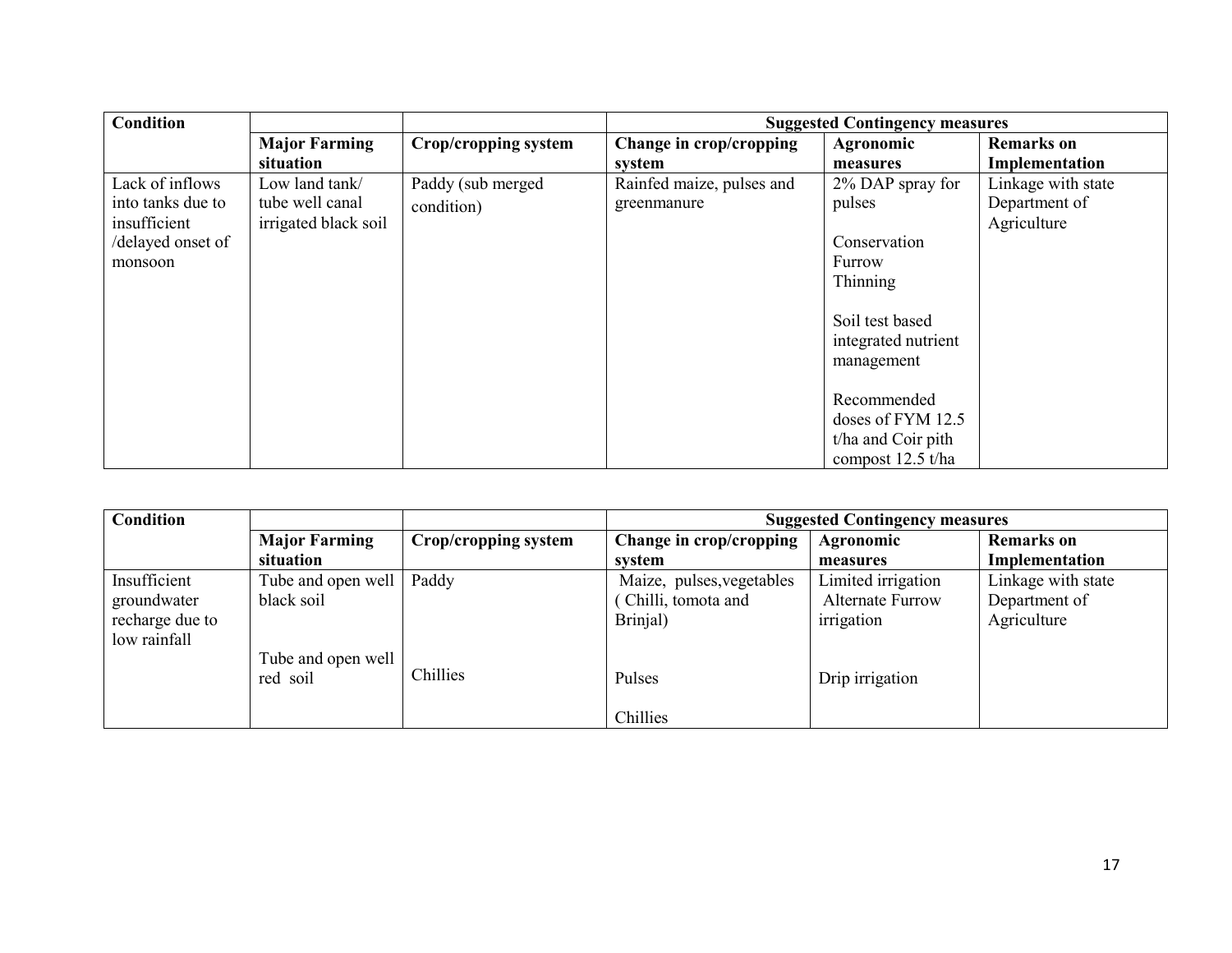| Condition | | | Suggested Contingency measures | | |
|---|---|---|---|---|---|
| | Major Farming situation | Crop/cropping system | Change in crop/cropping system | Agronomic measures | Remarks on Implementation |
| Lack of inflows into tanks due to insufficient /delayed onset of monsoon | Low land tank/ tube well canal irrigated black soil | Paddy (sub merged condition) | Rainfed maize, pulses and greenmanure | 2% DAP spray for pulses<br><br>Conservation Furrow Thinning<br><br>Soil test based integrated nutrient management<br><br>Recommended doses of FYM 12.5 t/ha and Coir pith compost 12.5 t/ha | Linkage with state Department of Agriculture |

| Condition | | | Suggested Contingency measures | | |
|---|---|---|---|---|---|
| | Major Farming situation | Crop/cropping system | Change in crop/cropping system | Agronomic measures | Remarks on Implementation |
| Insufficient groundwater recharge due to low rainfall | Tube and open well black soil | Paddy | Maize, pulses,vegetables ( Chilli, tomota and Brinjal) | Limited irrigation Alternate Furrow irrigation | Linkage with state Department of Agriculture |
| | Tube and open well red soil | Chillies | Pulses<br><br>Chillies | Drip irrigation | |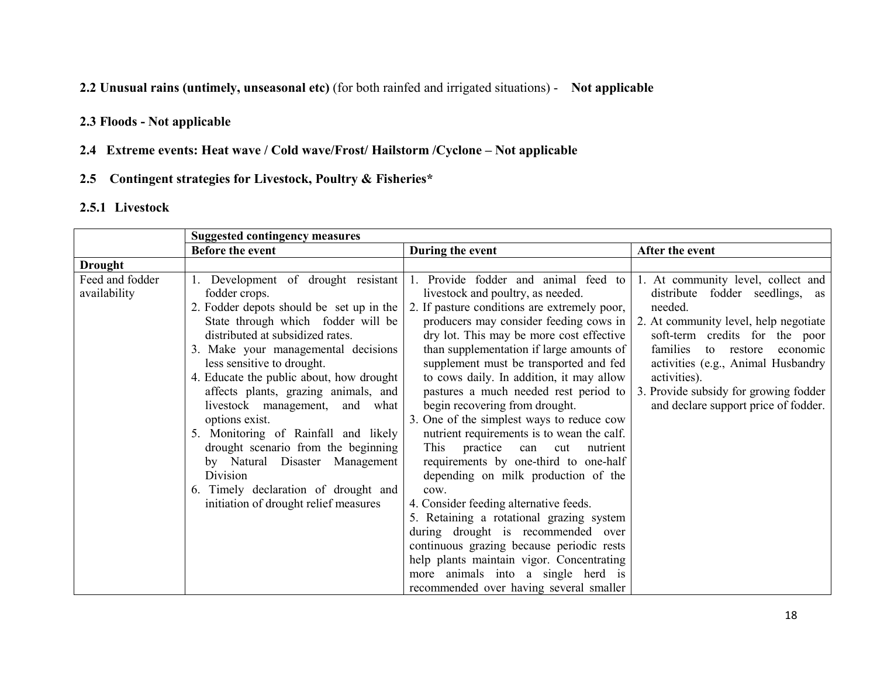**2.2 Unusual rains (untimely, unseasonal etc)** (for both rainfed and irrigated situations) - **Not applicable**

**2.3 Floods - Not applicable**

**2.4 Extreme events: Heat wave / Cold wave/Frost/ Hailstorm /Cyclone – Not applicable**

**2.5 Contingent strategies for Livestock, Poultry & Fisheries***

**2.5.1 Livestock**

| | **Suggested contingency measures** | | |
|---|---|---|---|
| | **Before the event** | **During the event** | **After the event** |
| **Drought** | | | |
| Feed and fodder availability | 1. Development of drought resistant fodder crops.<br>2. Fodder depots should be set up in the State through which fodder will be distributed at subsidized rates.<br>3. Make your managemental decisions less sensitive to drought.<br>4. Educate the public about, how drought affects plants, grazing animals, and livestock management, and what options exist.<br>5. Monitoring of Rainfall and likely drought scenario from the beginning by Natural Disaster Management Division<br>6. Timely declaration of drought and initiation of drought relief measures | 1. Provide fodder and animal feed to livestock and poultry, as needed.<br>2. If pasture conditions are extremely poor, producers may consider feeding cows in dry lot. This may be more cost effective than supplementation if large amounts of supplement must be transported and fed to cows daily. In addition, it may allow pastures a much needed rest period to begin recovering from drought.<br>3. One of the simplest ways to reduce cow nutrient requirements is to wean the calf. This practice can cut nutrient requirements by one-third to one-half depending on milk production of the cow.<br>4. Consider feeding alternative feeds.<br>5. Retaining a rotational grazing system during drought is recommended over continuous grazing because periodic rests help plants maintain vigor. Concentrating more animals into a single herd is recommended over having several smaller | 1. At community level, collect and distribute fodder seedlings, as needed.<br>2. At community level, help negotiate soft-term credits for the poor families to restore economic activities (e.g., Animal Husbandry activities).<br>3. Provide subsidy for growing fodder and declare support price of fodder. |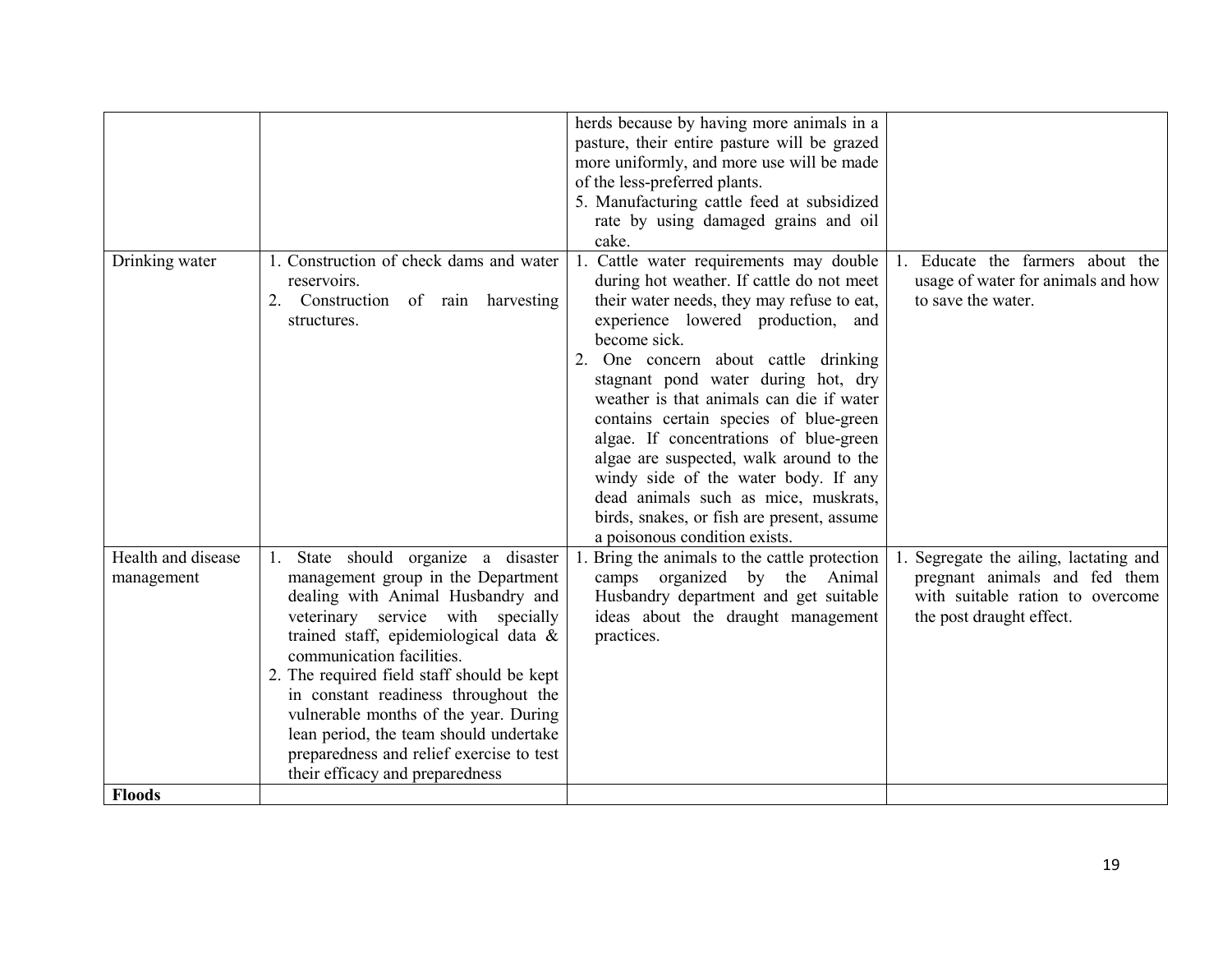| | | | |
|---|---|---|---|
| | | herds because by having more animals in a pasture, their entire pasture will be grazed more uniformly, and more use will be made of the less-preferred plants.<br>5. Manufacturing cattle feed at subsidized rate by using damaged grains and oil cake. | |
| Drinking water | 1. Construction of check dams and water reservoirs.<br>2. Construction of rain harvesting structures. | 1. Cattle water requirements may double during hot weather. If cattle do not meet their water needs, they may refuse to eat, experience lowered production, and become sick.<br>2. One concern about cattle drinking stagnant pond water during hot, dry weather is that animals can die if water contains certain species of blue-green algae. If concentrations of blue-green algae are suspected, walk around to the windy side of the water body. If any dead animals such as mice, muskrats, birds, snakes, or fish are present, assume a poisonous condition exists. | 1. Educate the farmers about the usage of water for animals and how to save the water. |
| Health and disease management | 1. State should organize a disaster management group in the Department dealing with Animal Husbandry and veterinary service with specially trained staff, epidemiological data & communication facilities.<br>2. The required field staff should be kept in constant readiness throughout the vulnerable months of the year. During lean period, the team should undertake preparedness and relief exercise to test their efficacy and preparedness | 1. Bring the animals to the cattle protection camps organized by the Animal Husbandry department and get suitable ideas about the draught management practices. | 1. Segregate the ailing, lactating and pregnant animals and fed them with suitable ration to overcome the post draught effect. |
| **Floods** | | | |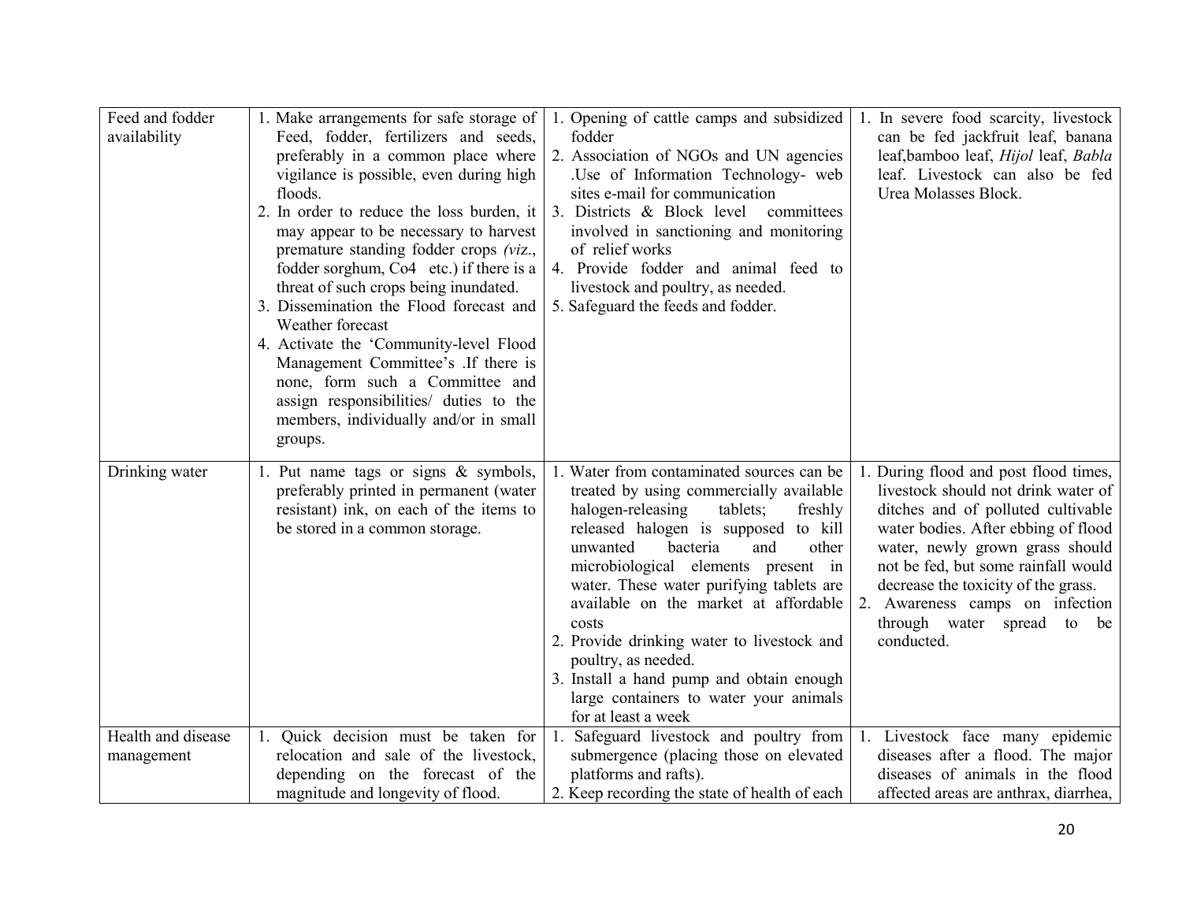| | | | |
|---|---|---|---|
| Feed and fodder availability | 1. Make arrangements for safe storage of Feed, fodder, fertilizers and seeds, preferably in a common place where vigilance is possible, even during high floods.<br>2. In order to reduce the loss burden, it may appear to be necessary to harvest premature standing fodder crops *(viz.,* fodder sorghum, Co4 etc.) if there is a threat of such crops being inundated.<br>3. Dissemination the Flood forecast and Weather forecast<br>4. Activate the 'Community-level Flood Management Committee's .If there is none, form such a Committee and assign responsibilities/ duties to the members, individually and/or in small groups. | 1. Opening of cattle camps and subsidized fodder<br>2. Association of NGOs and UN agencies .Use of Information Technology- web sites e-mail for communication<br>3. Districts & Block level committees involved in sanctioning and monitoring of relief works<br>4. Provide fodder and animal feed to livestock and poultry, as needed.<br>5. Safeguard the feeds and fodder. | 1. In severe food scarcity, livestock can be fed jackfruit leaf, banana leaf,bamboo leaf, *Hijol* leaf, *Babla* leaf. Livestock can also be fed Urea Molasses Block. |
| Drinking water | 1. Put name tags or signs & symbols, preferably printed in permanent (water resistant) ink, on each of the items to be stored in a common storage. | 1. Water from contaminated sources can be treated by using commercially available halogen-releasing tablets; freshly released halogen is supposed to kill unwanted bacteria and other microbiological elements present in water. These water purifying tablets are available on the market at affordable costs<br>2. Provide drinking water to livestock and poultry, as needed.<br>3. Install a hand pump and obtain enough large containers to water your animals for at least a week | 1. During flood and post flood times, livestock should not drink water of ditches and of polluted cultivable water bodies. After ebbing of flood water, newly grown grass should not be fed, but some rainfall would decrease the toxicity of the grass.<br>2. Awareness camps on infection through water spread to be conducted. |
| Health and disease management | 1. Quick decision must be taken for relocation and sale of the livestock, depending on the forecast of the magnitude and longevity of flood. | 1. Safeguard livestock and poultry from submergence (placing those on elevated platforms and rafts).<br>2. Keep recording the state of health of each | 1. Livestock face many epidemic diseases after a flood. The major diseases of animals in the flood affected areas are anthrax, diarrhea, |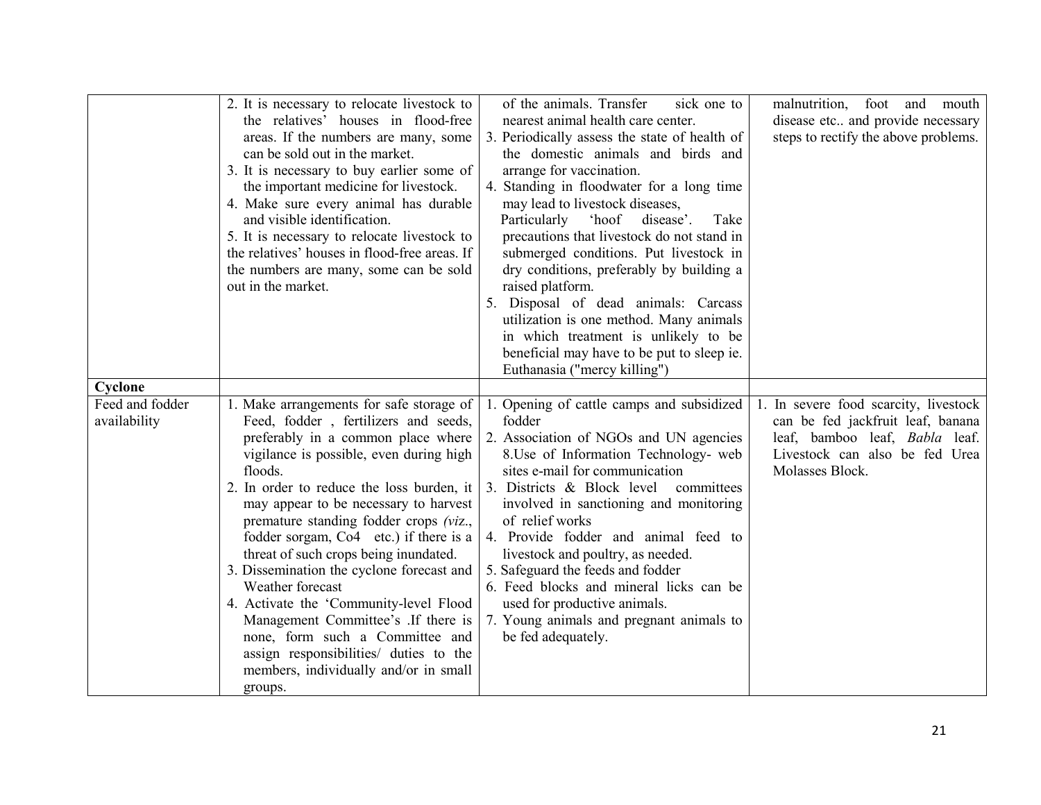| | | | |
|---|---|---|---|
| | 2. It is necessary to relocate livestock to the relatives' houses in flood-free areas. If the numbers are many, some can be sold out in the market.<br>3. It is necessary to buy earlier some of the important medicine for livestock.<br>4. Make sure every animal has durable and visible identification.<br>5. It is necessary to relocate livestock to the relatives' houses in flood-free areas. If the numbers are many, some can be sold out in the market. | of the animals. Transfer sick one to nearest animal health care center.<br>3. Periodically assess the state of health of the domestic animals and birds and arrange for vaccination.<br>4. Standing in floodwater for a long time may lead to livestock diseases, Particularly 'hoof disease'. Take precautions that livestock do not stand in submerged conditions. Put livestock in dry conditions, preferably by building a raised platform.<br>5. Disposal of dead animals: Carcass utilization is one method. Many animals in which treatment is unlikely to be beneficial may have to be put to sleep ie. Euthanasia ("mercy killing") | malnutrition, foot and mouth disease etc.. and provide necessary steps to rectify the above problems. |
| **Cyclone** | | | |
| Feed and fodder availability | 1. Make arrangements for safe storage of Feed, fodder , fertilizers and seeds, preferably in a common place where vigilance is possible, even during high floods.<br>2. In order to reduce the loss burden, it may appear to be necessary to harvest premature standing fodder crops *(viz.,* fodder sorgam, Co4 etc.) if there is a threat of such crops being inundated.<br>3. Dissemination the cyclone forecast and Weather forecast<br>4. Activate the 'Community-level Flood Management Committee's .If there is none, form such a Committee and assign responsibilities/ duties to the members, individually and/or in small groups. | 1. Opening of cattle camps and subsidized fodder<br>2. Association of NGOs and UN agencies 8.Use of Information Technology- web sites e-mail for communication<br>3. Districts & Block level committees involved in sanctioning and monitoring of relief works<br>4. Provide fodder and animal feed to livestock and poultry, as needed.<br>5. Safeguard the feeds and fodder<br>6. Feed blocks and mineral licks can be used for productive animals.<br>7. Young animals and pregnant animals to be fed adequately. | 1. In severe food scarcity, livestock can be fed jackfruit leaf, banana leaf, bamboo leaf, *Babla* leaf. Livestock can also be fed Urea Molasses Block. |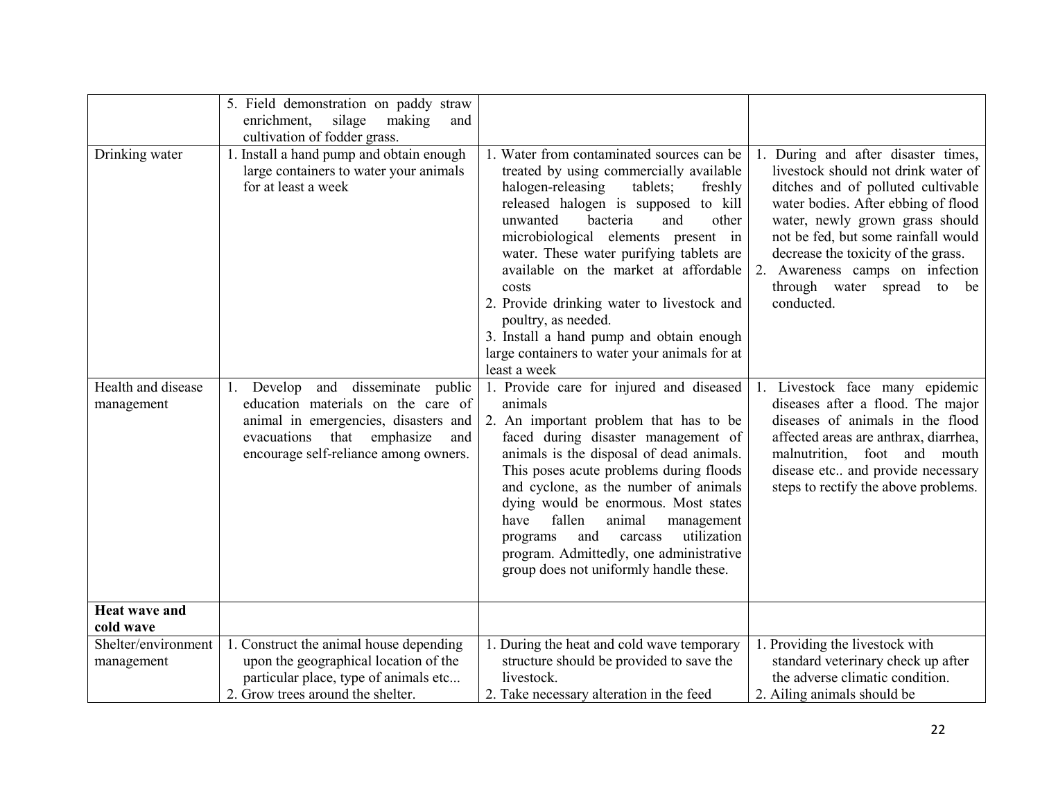| | | | |
|---|---|---|---|
| | 5. Field demonstration on paddy straw enrichment, silage making and cultivation of fodder grass. | | |
| Drinking water | 1. Install a hand pump and obtain enough large containers to water your animals for at least a week | 1. Water from contaminated sources can be treated by using commercially available halogen-releasing tablets; freshly released halogen is supposed to kill unwanted bacteria and other microbiological elements present in water. These water purifying tablets are available on the market at affordable costs<br>2. Provide drinking water to livestock and poultry, as needed.<br>3. Install a hand pump and obtain enough large containers to water your animals for at least a week | 1. During and after disaster times, livestock should not drink water of ditches and of polluted cultivable water bodies. After ebbing of flood water, newly grown grass should not be fed, but some rainfall would decrease the toxicity of the grass.<br>2. Awareness camps on infection through water spread to be conducted. |
| Health and disease management | 1. Develop and disseminate public education materials on the care of animal in emergencies, disasters and evacuations that emphasize and encourage self-reliance among owners. | 1. Provide care for injured and diseased animals<br>2. An important problem that has to be faced during disaster management of animals is the disposal of dead animals. This poses acute problems during floods and cyclone, as the number of animals dying would be enormous. Most states have fallen animal management programs and carcass utilization program. Admittedly, one administrative group does not uniformly handle these. | 1. Livestock face many epidemic diseases after a flood. The major diseases of animals in the flood affected areas are anthrax, diarrhea, malnutrition, foot and mouth disease etc.. and provide necessary steps to rectify the above problems. |
| **Heat wave and cold wave** | | | |
| Shelter/environment management | 1. Construct the animal house depending upon the geographical location of the particular place, type of animals etc...<br>2. Grow trees around the shelter. | 1. During the heat and cold wave temporary structure should be provided to save the livestock.<br>2. Take necessary alteration in the feed | 1. Providing the livestock with standard veterinary check up after the adverse climatic condition.<br>2. Ailing animals should be |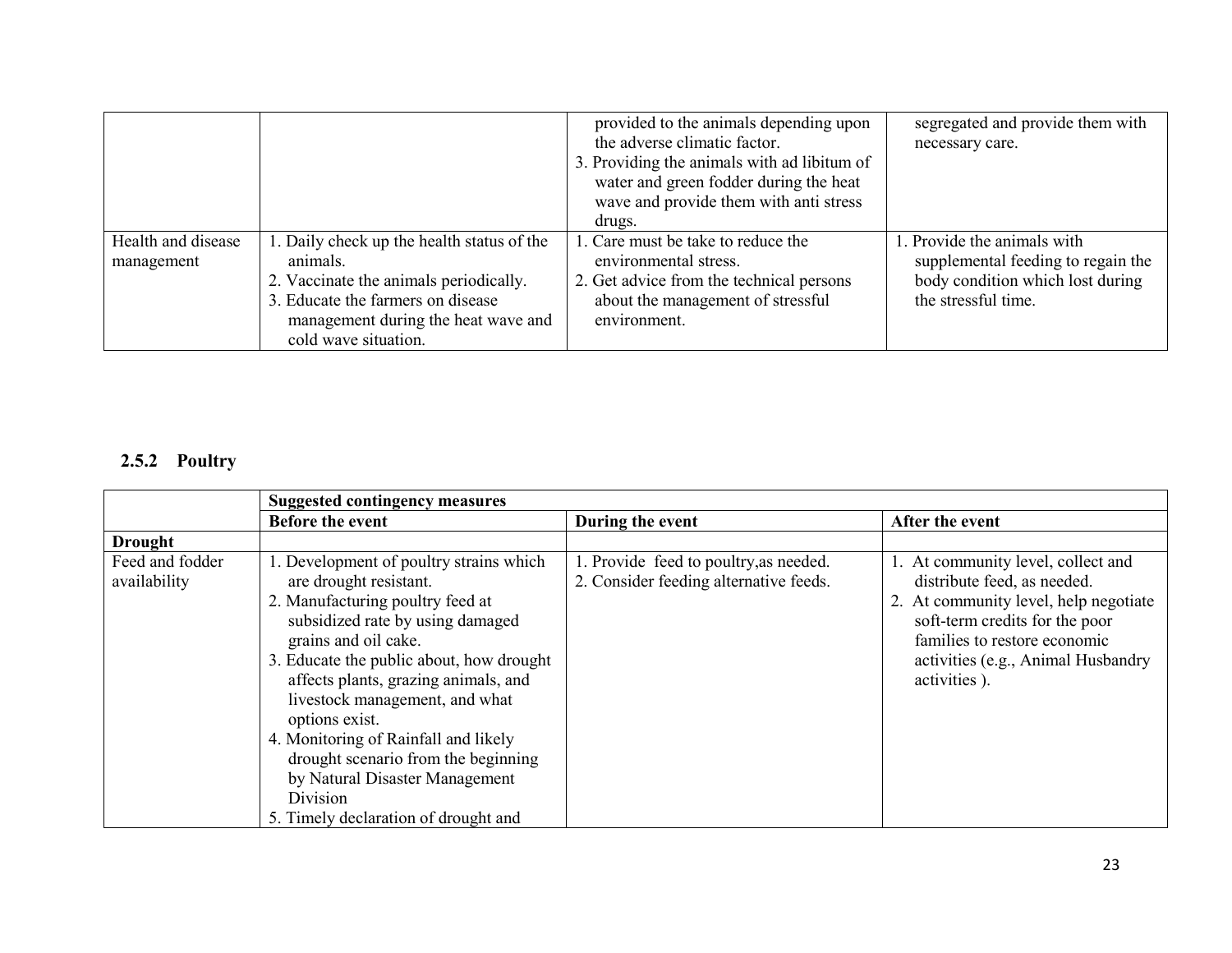| | | | |
|---|---|---|---|
| | | provided to the animals depending upon the adverse climatic factor.<br>3. Providing the animals with ad libitum of water and green fodder during the heat wave and provide them with anti stress drugs. | segregated and provide them with necessary care. |
| Health and disease management | 1. Daily check up the health status of the animals.<br>2. Vaccinate the animals periodically.<br>3. Educate the farmers on disease management during the heat wave and cold wave situation. | 1. Care must be take to reduce the environmental stress.<br>2. Get advice from the technical persons about the management of stressful environment. | 1. Provide the animals with supplemental feeding to regain the body condition which lost during the stressful time. |

### 2.5.2 Poultry

| | **Suggested contingency measures** | | |
|---|---|---|---|
| | **Before the event** | **During the event** | **After the event** |
| **Drought** | | | |
| Feed and fodder availability | 1. Development of poultry strains which are drought resistant.<br>2. Manufacturing poultry feed at subsidized rate by using damaged grains and oil cake.<br>3. Educate the public about, how drought affects plants, grazing animals, and livestock management, and what options exist.<br>4. Monitoring of Rainfall and likely drought scenario from the beginning by Natural Disaster Management Division<br>5. Timely declaration of drought and | 1. Provide feed to poultry,as needed.<br>2. Consider feeding alternative feeds. | 1. At community level, collect and distribute feed, as needed.<br>2. At community level, help negotiate soft-term credits for the poor families to restore economic activities (e.g., Animal Husbandry activities ). |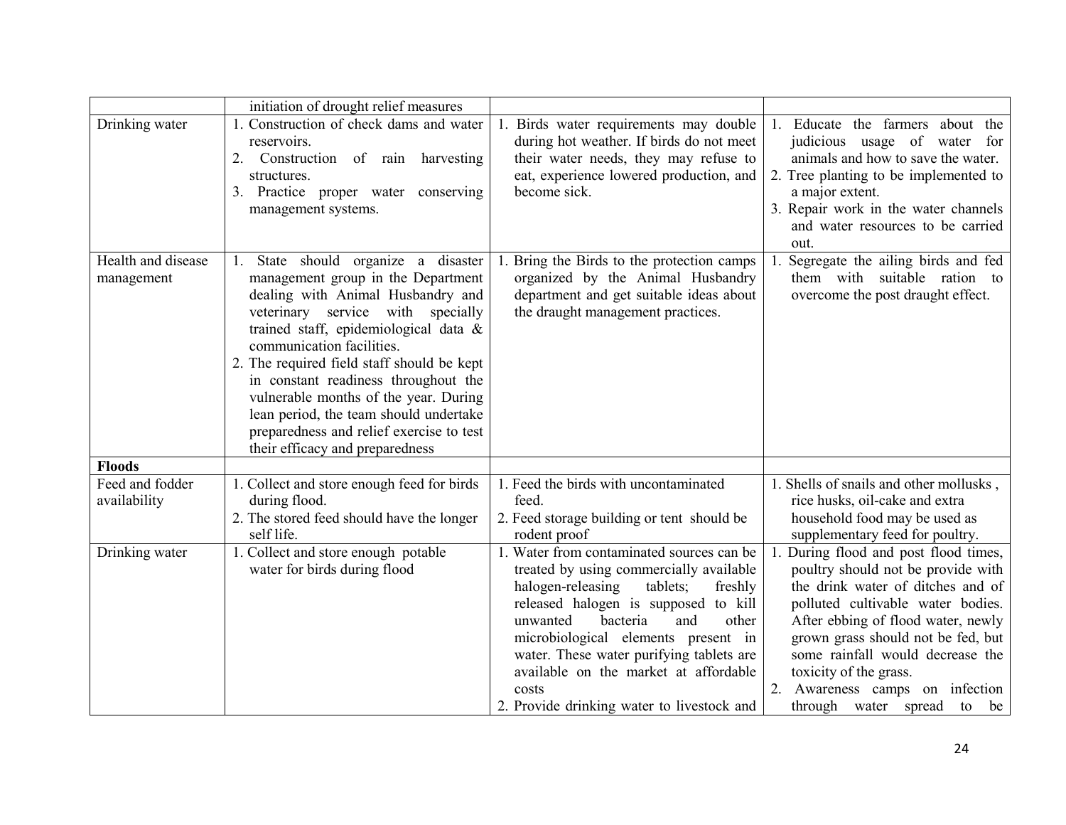| | | | |
|---|---|---|---|
| | initiation of drought relief measures | | |
| Drinking water | 1. Construction of check dams and water reservoirs.<br>2. Construction of rain harvesting structures.<br>3. Practice proper water conserving management systems. | 1. Birds water requirements may double during hot weather. If birds do not meet their water needs, they may refuse to eat, experience lowered production, and become sick. | 1. Educate the farmers about the judicious usage of water for animals and how to save the water.<br>2. Tree planting to be implemented to a major extent.<br>3. Repair work in the water channels and water resources to be carried out. |
| Health and disease management | 1. State should organize a disaster management group in the Department dealing with Animal Husbandry and veterinary service with specially trained staff, epidemiological data & communication facilities.<br>2. The required field staff should be kept in constant readiness throughout the vulnerable months of the year. During lean period, the team should undertake preparedness and relief exercise to test their efficacy and preparedness | 1. Bring the Birds to the protection camps organized by the Animal Husbandry department and get suitable ideas about the draught management practices. | 1. Segregate the ailing birds and fed them with suitable ration to overcome the post draught effect. |
| **Floods** | | | |
| Feed and fodder availability | 1. Collect and store enough feed for birds during flood.<br>2. The stored feed should have the longer self life. | 1. Feed the birds with uncontaminated feed.<br>2. Feed storage building or tent should be rodent proof | 1. Shells of snails and other mollusks , rice husks, oil-cake and extra household food may be used as supplementary feed for poultry. |
| Drinking water | 1. Collect and store enough potable water for birds during flood | 1. Water from contaminated sources can be treated by using commercially available halogen-releasing tablets; freshly released halogen is supposed to kill unwanted bacteria and other microbiological elements present in water. These water purifying tablets are available on the market at affordable costs<br>2. Provide drinking water to livestock and | 1. During flood and post flood times, poultry should not be provide with the drink water of ditches and of polluted cultivable water bodies. After ebbing of flood water, newly grown grass should not be fed, but some rainfall would decrease the toxicity of the grass.<br>2. Awareness camps on infection through water spread to be |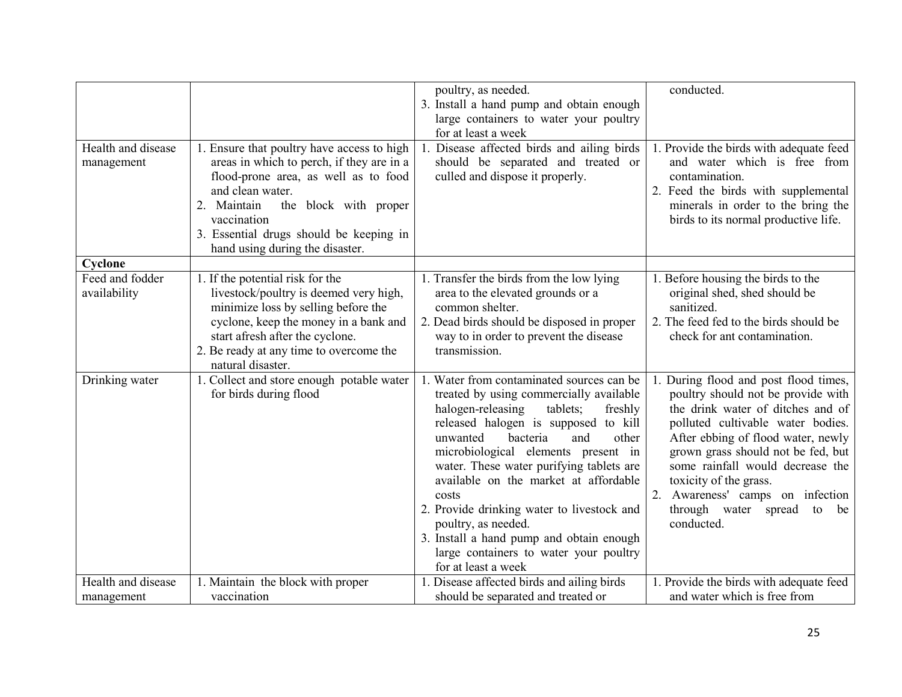| | | | |
|---|---|---|---|
| | | poultry, as needed.<br>3. Install a hand pump and obtain enough large containers to water your poultry for at least a week | conducted. |
| Health and disease management | 1. Ensure that poultry have access to high areas in which to perch, if they are in a flood-prone area, as well as to food and clean water.<br>2. Maintain the block with proper vaccination<br>3. Essential drugs should be keeping in hand using during the disaster. | 1. Disease affected birds and ailing birds should be separated and treated or culled and dispose it properly. | 1. Provide the birds with adequate feed and water which is free from contamination.<br>2. Feed the birds with supplemental minerals in order to the bring the birds to its normal productive life. |
| **Cyclone** | | | |
| Feed and fodder availability | 1. If the potential risk for the livestock/poultry is deemed very high, minimize loss by selling before the cyclone, keep the money in a bank and start afresh after the cyclone.<br>2. Be ready at any time to overcome the natural disaster. | 1. Transfer the birds from the low lying area to the elevated grounds or a common shelter.<br>2. Dead birds should be disposed in proper way to in order to prevent the disease transmission. | 1. Before housing the birds to the original shed, shed should be sanitized.<br>2. The feed fed to the birds should be check for ant contamination. |
| Drinking water | 1. Collect and store enough potable water for birds during flood | 1. Water from contaminated sources can be treated by using commercially available halogen-releasing tablets; freshly released halogen is supposed to kill unwanted bacteria and other microbiological elements present in water. These water purifying tablets are available on the market at affordable costs<br>2. Provide drinking water to livestock and poultry, as needed.<br>3. Install a hand pump and obtain enough large containers to water your poultry for at least a week | 1. During flood and post flood times, poultry should not be provide with the drink water of ditches and of polluted cultivable water bodies. After ebbing of flood water, newly grown grass should not be fed, but some rainfall would decrease the toxicity of the grass.<br>2. Awareness' camps on infection through water spread to be conducted. |
| Health and disease management | 1. Maintain the block with proper vaccination | 1. Disease affected birds and ailing birds should be separated and treated or | 1. Provide the birds with adequate feed and water which is free from |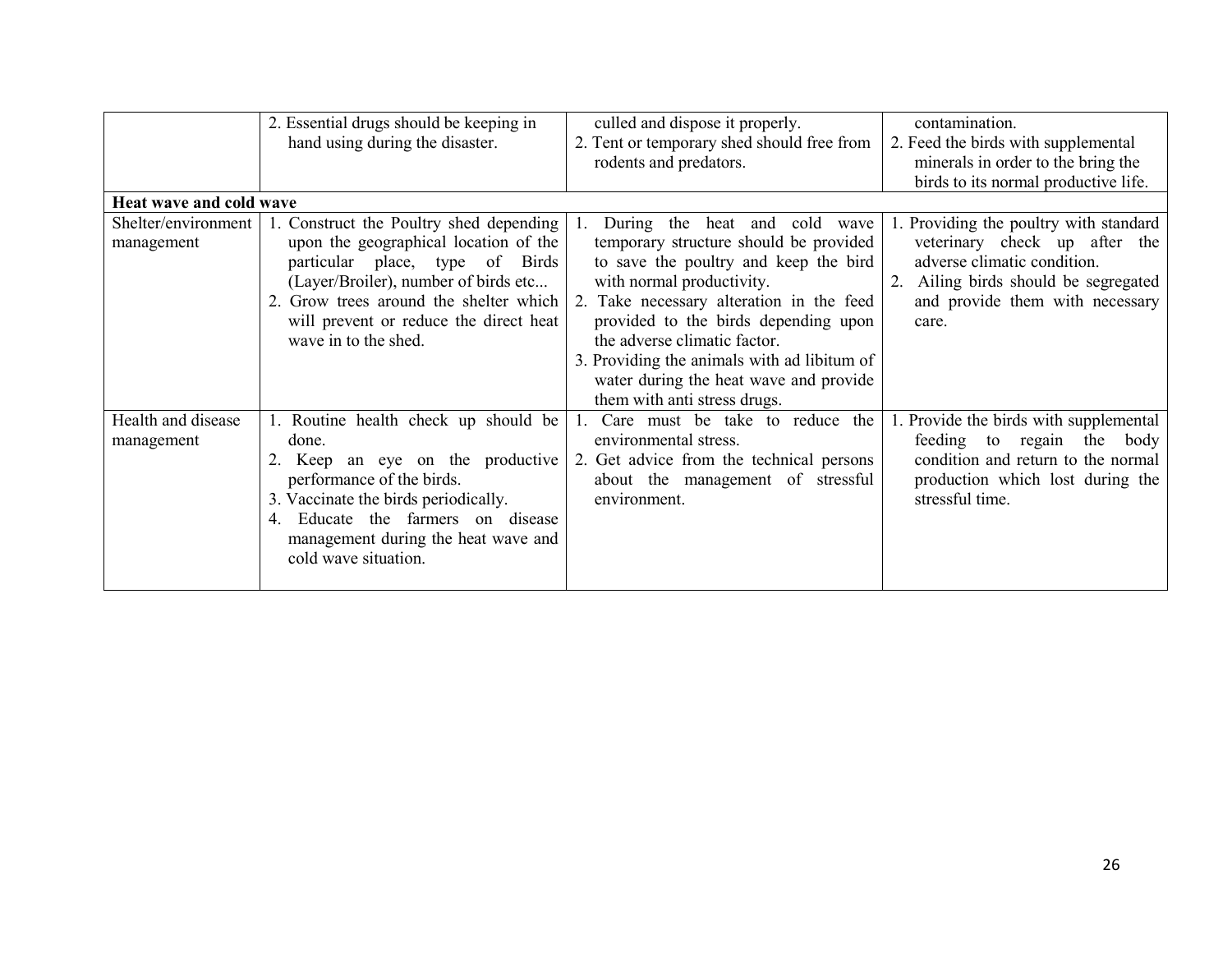| | | | |
|---|---|---|---|
| | 2. Essential drugs should be keeping in hand using during the disaster. | culled and dispose it properly.<br>2. Tent or temporary shed should free from rodents and predators. | contamination.<br>2. Feed the birds with supplemental minerals in order to the bring the birds to its normal productive life. |
| **Heat wave and cold wave** | | | |
| Shelter/environment management | 1. Construct the Poultry shed depending upon the geographical location of the particular place, type of Birds (Layer/Broiler), number of birds etc...<br>2. Grow trees around the shelter which will prevent or reduce the direct heat wave in to the shed. | 1. During the heat and cold wave temporary structure should be provided to save the poultry and keep the bird with normal productivity.<br>2. Take necessary alteration in the feed provided to the birds depending upon the adverse climatic factor.<br>3. Providing the animals with ad libitum of water during the heat wave and provide them with anti stress drugs. | 1. Providing the poultry with standard veterinary check up after the adverse climatic condition.<br>2. Ailing birds should be segregated and provide them with necessary care. |
| Health and disease management | 1. Routine health check up should be done.<br>2. Keep an eye on the productive performance of the birds.<br>3. Vaccinate the birds periodically.<br>4. Educate the farmers on disease management during the heat wave and cold wave situation. | 1. Care must be take to reduce the environmental stress.<br>2. Get advice from the technical persons about the management of stressful environment. | 1. Provide the birds with supplemental feeding to regain the body condition and return to the normal production which lost during the stressful time. |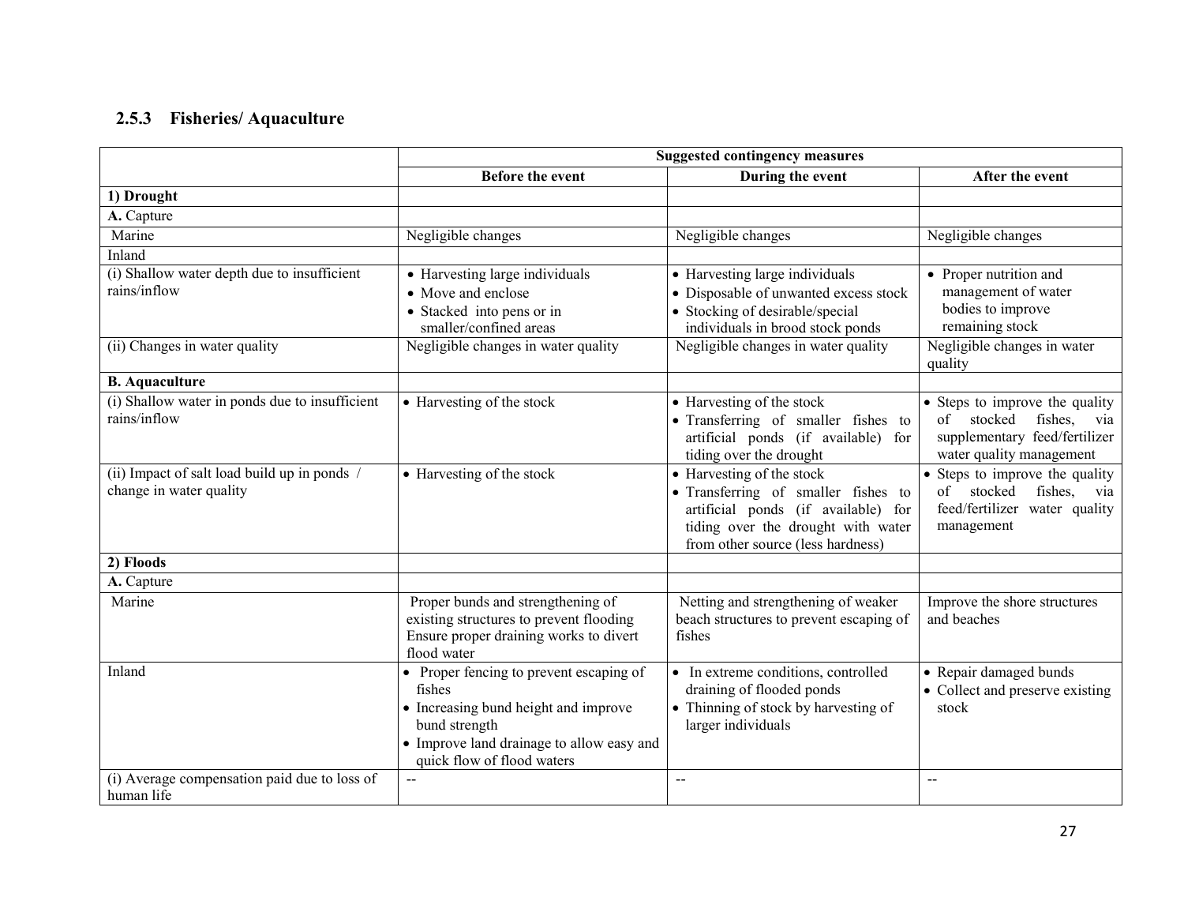### 2.5.3 Fisheries/ Aquaculture

| | Suggested contingency measures | | |
|---|---|---|---|
| | **Before the event** | **During the event** | **After the event** |
| **1) Drought** | | | |
| **A.** Capture | | | |
| Marine | Negligible changes | Negligible changes | Negligible changes |
| Inland | | | |
| (i) Shallow water depth due to insufficient rains/inflow | • Harvesting large individuals<br>• Move and enclose<br>• Stacked into pens or in smaller/confined areas | • Harvesting large individuals<br>• Disposable of unwanted excess stock<br>• Stocking of desirable/special individuals in brood stock ponds | • Proper nutrition and management of water bodies to improve remaining stock |
| (ii) Changes in water quality | Negligible changes in water quality | Negligible changes in water quality | Negligible changes in water quality |
| **B. Aquaculture** | | | |
| (i) Shallow water in ponds due to insufficient rains/inflow | • Harvesting of the stock | • Harvesting of the stock<br>• Transferring of smaller fishes to artificial ponds (if available) for tiding over the drought | • Steps to improve the quality of stocked fishes, via supplementary feed/fertilizer water quality management |
| (ii) Impact of salt load build up in ponds / change in water quality | • Harvesting of the stock | • Harvesting of the stock<br>• Transferring of smaller fishes to artificial ponds (if available) for tiding over the drought with water from other source (less hardness) | • Steps to improve the quality of stocked fishes, via feed/fertilizer water quality management |
| **2) Floods** | | | |
| **A.** Capture | | | |
| Marine | Proper bunds and strengthening of existing structures to prevent flooding Ensure proper draining works to divert flood water | Netting and strengthening of weaker beach structures to prevent escaping of fishes | Improve the shore structures and beaches |
| Inland | • Proper fencing to prevent escaping of fishes<br>• Increasing bund height and improve bund strength<br>• Improve land drainage to allow easy and quick flow of flood waters | • In extreme conditions, controlled draining of flooded ponds<br>• Thinning of stock by harvesting of larger individuals | • Repair damaged bunds<br>• Collect and preserve existing stock |
| (i) Average compensation paid due to loss of human life | -- | -- | -- |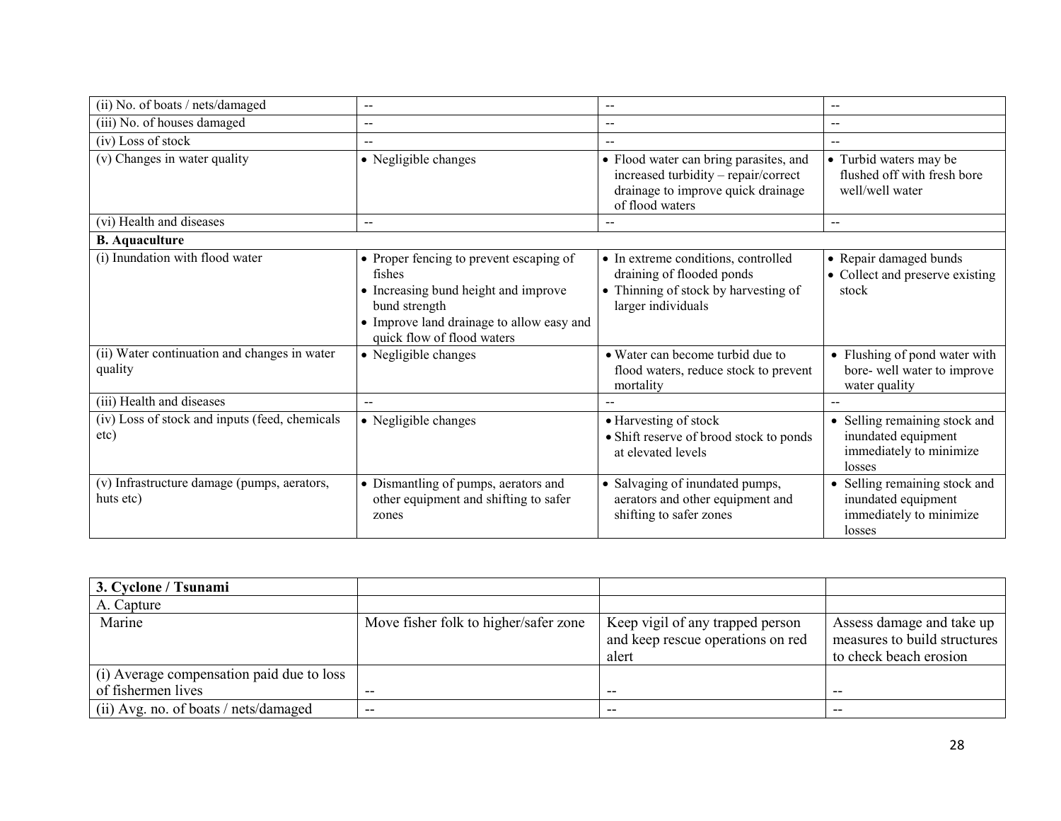| (ii) No. of boats / nets/damaged | -- | -- | -- |
|---|---|---|---|
| (iii) No. of houses damaged | -- | -- | -- |
| (iv) Loss of stock | -- | -- | -- |
| (v) Changes in water quality | • Negligible changes | • Flood water can bring parasites, and increased turbidity – repair/correct drainage to improve quick drainage of flood waters | • Turbid waters may be flushed off with fresh bore well/well water |
| (vi) Health and diseases | -- | -- | -- |
| **B. Aquaculture** | | | |
| (i) Inundation with flood water | • Proper fencing to prevent escaping of fishes<br>• Increasing bund height and improve bund strength<br>• Improve land drainage to allow easy and quick flow of flood waters | • In extreme conditions, controlled draining of flooded ponds<br>• Thinning of stock by harvesting of larger individuals | • Repair damaged bunds<br>• Collect and preserve existing stock |
| (ii) Water continuation and changes in water quality | • Negligible changes | • Water can become turbid due to flood waters, reduce stock to prevent mortality | • Flushing of pond water with bore- well water to improve water quality |
| (iii) Health and diseases | -- | -- | -- |
| (iv) Loss of stock and inputs (feed, chemicals etc) | • Negligible changes | • Harvesting of stock<br>• Shift reserve of brood stock to ponds at elevated levels | • Selling remaining stock and inundated equipment immediately to minimize losses |
| (v) Infrastructure damage (pumps, aerators, huts etc) | • Dismantling of pumps, aerators and other equipment and shifting to safer zones | • Salvaging of inundated pumps, aerators and other equipment and shifting to safer zones | • Selling remaining stock and inundated equipment immediately to minimize losses |

| **3. Cyclone / Tsunami** | | | |
|---|---|---|---|
| A. Capture | | | |
| Marine | Move fisher folk to higher/safer zone | Keep vigil of any trapped person and keep rescue operations on red alert | Assess damage and take up measures to build structures to check beach erosion |
| (i) Average compensation paid due to loss of fishermen lives | -- | -- | -- |
| (ii) Avg. no. of boats / nets/damaged | -- | -- | -- |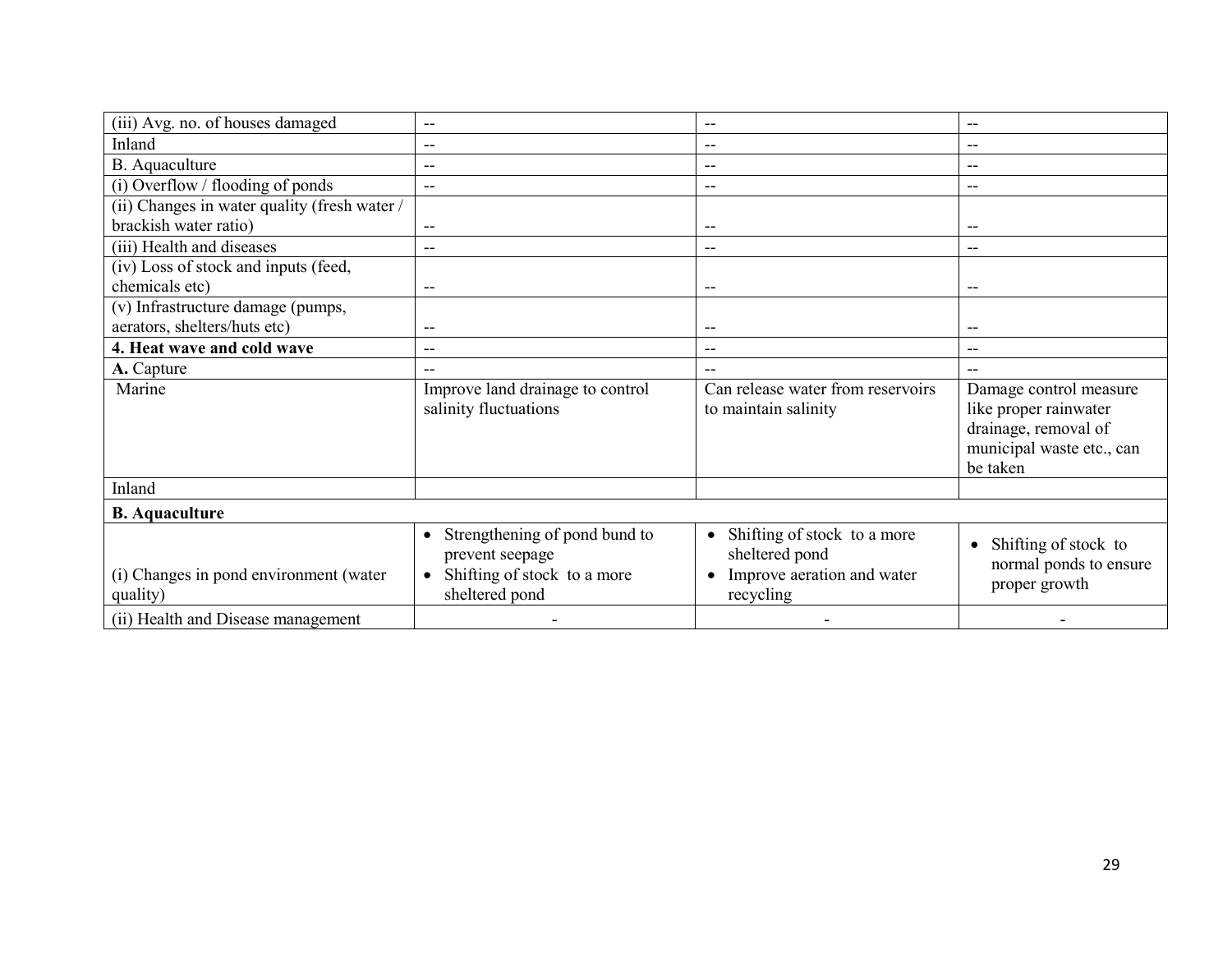| | | | |
|---|---|---|---|
| (iii) Avg. no. of houses damaged | -- | -- | -- |
| Inland | -- | -- | -- |
| B. Aquaculture | -- | -- | -- |
| (i) Overflow / flooding of ponds | -- | -- | -- |
| (ii) Changes in water quality (fresh water / brackish water ratio) | -- | -- | -- |
| (iii) Health and diseases | -- | -- | -- |
| (iv) Loss of stock and inputs (feed, chemicals etc) | -- | -- | -- |
| (v) Infrastructure damage (pumps, aerators, shelters/huts etc) | -- | -- | -- |
| **4. Heat wave and cold wave** | -- | -- | -- |
| **A.** Capture | -- | -- | -- |
| Marine | Improve land drainage to control salinity fluctuations | Can release water from reservoirs to maintain salinity | Damage control measure like proper rainwater drainage, removal of municipal waste etc., can be taken |
| Inland | | | |
| **B. Aquaculture** | | | |
| (i) Changes in pond environment (water quality) | • Strengthening of pond bund to prevent seepage<br>• Shifting of stock to a more sheltered pond | • Shifting of stock to a more sheltered pond<br>• Improve aeration and water recycling | • Shifting of stock to normal ponds to ensure proper growth |
| (ii) Health and Disease management | - | - | - |